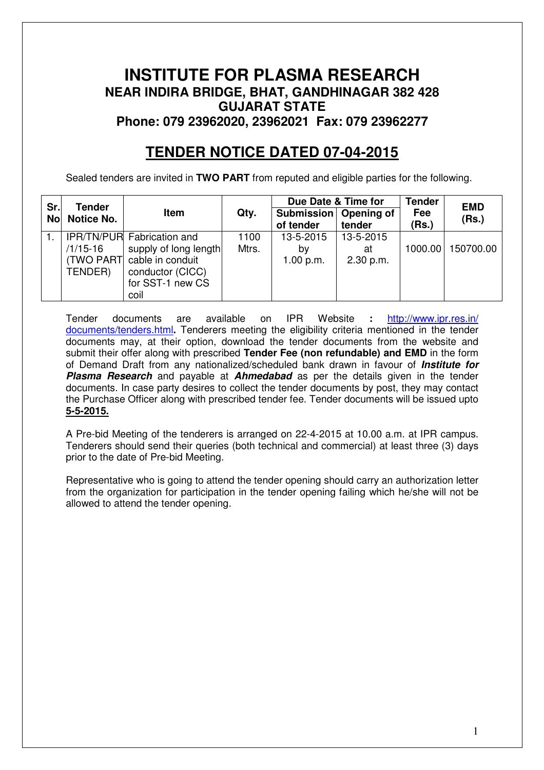# INSTITUTE FOR PLASMA RESEARCH

## NEAR INDIRA BRIDGE, BHAT, GANDHINAGAR 382 428

## GUJARAT STATE

## Phone: 079 23962020, 23962021 Fax: 079 23962277

# TENDER NOTICE DATED 07-04-2015

Sealed tenders are invited in **TWO PART** from reputed and eligible parties for the following.

| Sr. No | Tender Notice No. | Item | Qty. | Due Date & Time for | | Tender Fee (Rs.) | EMD (Rs.) |
|---|---|---|---|---|---|---|---|
| | | | | Submission of tender | Opening of tender | | |
| 1. | IPR/TN/PUR /1/15-16 (TWO PART TENDER) | Fabrication and supply of long length cable in conduit conductor (CICC) for SST-1 new CS coil | 1100 Mtrs. | 13-5-2015 by 1.00 p.m. | 13-5-2015 at 2.30 p.m. | 1000.00 | 150700.00 |

Tender documents are available on IPR Website **:** http://www.ipr.res.in/documents/tenders.html**.** Tenderers meeting the eligibility criteria mentioned in the tender documents may, at their option, download the tender documents from the website and submit their offer along with prescribed **Tender Fee (non refundable) and EMD** in the form of Demand Draft from any nationalized/scheduled bank drawn in favour of ***Institute for Plasma Research*** and payable at ***Ahmedabad*** as per the details given in the tender documents. In case party desires to collect the tender documents by post, they may contact the Purchase Officer along with prescribed tender fee. Tender documents will be issued upto **5-5-2015.**

A Pre-bid Meeting of the tenderers is arranged on 22-4-2015 at 10.00 a.m. at IPR campus. Tenderers should send their queries (both technical and commercial) at least three (3) days prior to the date of Pre-bid Meeting.

Representative who is going to attend the tender opening should carry an authorization letter from the organization for participation in the tender opening failing which he/she will not be allowed to attend the tender opening.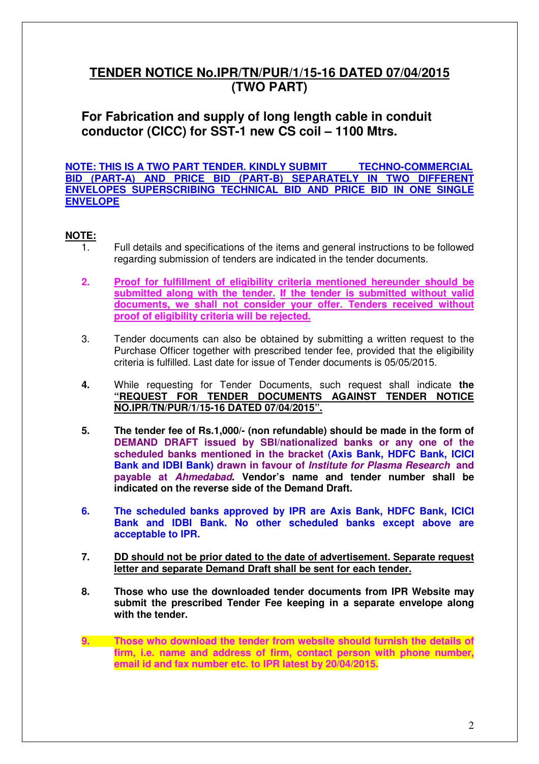# TENDER NOTICE No.IPR/TN/PUR/1/15-16 DATED 07/04/2015 (TWO PART)

## For Fabrication and supply of long length cable in conduit conductor (CICC) for SST-1 new CS coil – 1100 Mtrs.

**NOTE: THIS IS A TWO PART TENDER. KINDLY SUBMIT TECHNO-COMMERCIAL BID (PART-A) AND PRICE BID (PART-B) SEPARATELY IN TWO DIFFERENT ENVELOPES SUPERSCRIBING TECHNICAL BID AND PRICE BID IN ONE SINGLE ENVELOPE**

**NOTE:**

1. Full details and specifications of the items and general instructions to be followed regarding submission of tenders are indicated in the tender documents.

2. **Proof for fulfillment of eligibility criteria mentioned hereunder should be submitted along with the tender. If the tender is submitted without valid documents, we shall not consider your offer. Tenders received without proof of eligibility criteria will be rejected.**

3. Tender documents can also be obtained by submitting a written request to the Purchase Officer together with prescribed tender fee, provided that the eligibility criteria is fulfilled. Last date for issue of Tender documents is 05/05/2015.

4. While requesting for Tender Documents, such request shall indicate **the "REQUEST FOR TENDER DOCUMENTS AGAINST TENDER NOTICE NO.IPR/TN/PUR/1/15-16 DATED 07/04/2015".**

5. **The tender fee of Rs.1,000/- (non refundable) should be made in the form of DEMAND DRAFT issued by SBI/nationalized banks or any one of the scheduled banks mentioned in the bracket (Axis Bank, HDFC Bank, ICICI Bank and IDBI Bank) drawn in favour of *Institute for Plasma Research* and payable at *Ahmedabad*. Vendor's name and tender number shall be indicated on the reverse side of the Demand Draft.**

6. **The scheduled banks approved by IPR are Axis Bank, HDFC Bank, ICICI Bank and IDBI Bank. No other scheduled banks except above are acceptable to IPR.**

7. **DD should not be prior dated to the date of advertisement. Separate request letter and separate Demand Draft shall be sent for each tender.**

8. **Those who use the downloaded tender documents from IPR Website may submit the prescribed Tender Fee keeping in a separate envelope along with the tender.**

9. **Those who download the tender from website should furnish the details of firm, i.e. name and address of firm, contact person with phone number, email id and fax number etc. to IPR latest by 20/04/2015.**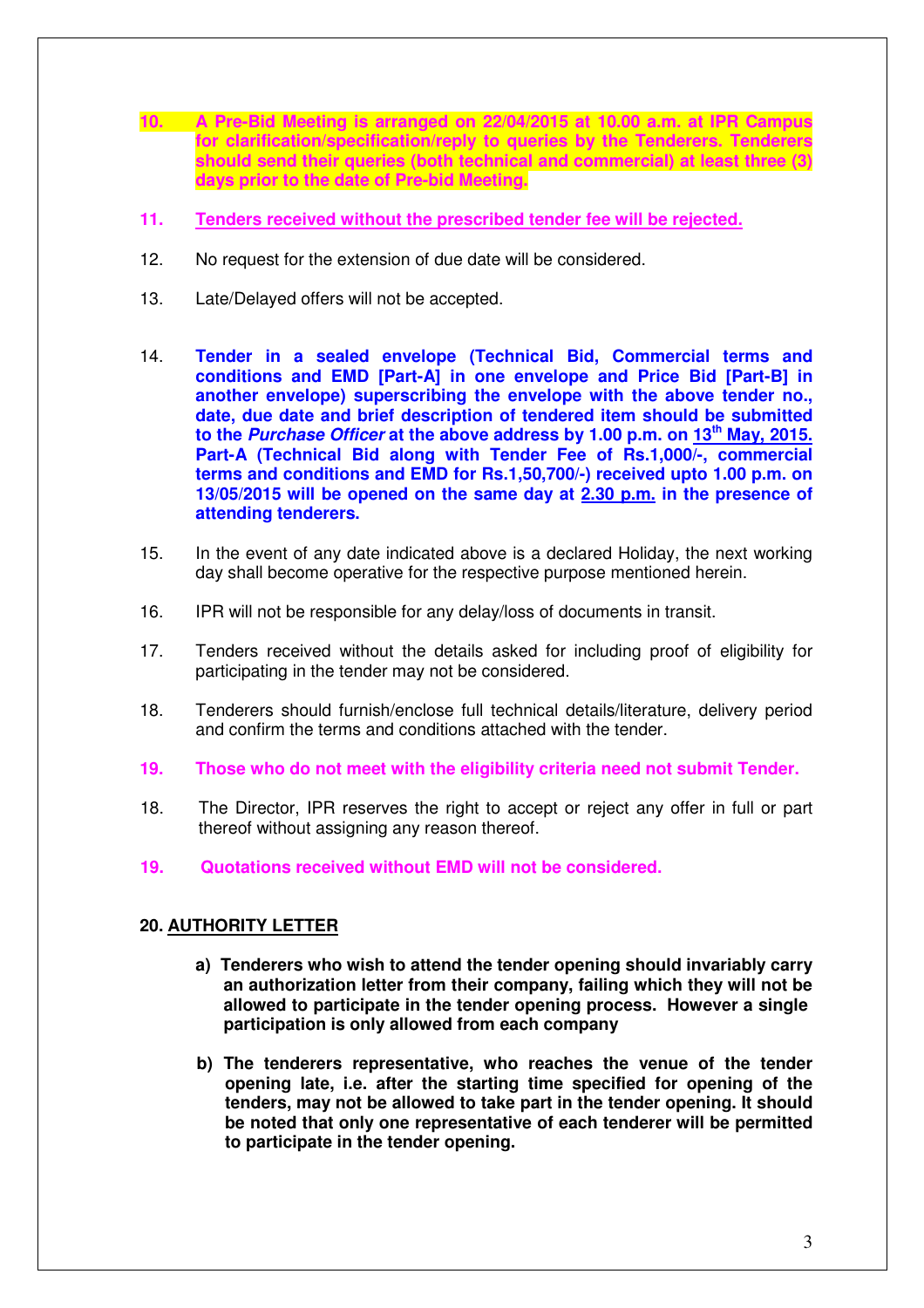10. **A Pre-Bid Meeting is arranged on 22/04/2015 at 10.00 a.m. at IPR Campus for clarification/specification/reply to queries by the Tenderers. Tenderers should send their queries (both technical and commercial) at least three (3) days prior to the date of Pre-bid Meeting.**

11. **Tenders received without the prescribed tender fee will be rejected.**

12. No request for the extension of due date will be considered.

13. Late/Delayed offers will not be accepted.

14. **Tender in a sealed envelope (Technical Bid, Commercial terms and conditions and EMD [Part-A] in one envelope and Price Bid [Part-B] in another envelope) superscribing the envelope with the above tender no., date, due date and brief description of tendered item should be submitted to the *Purchase Officer* at the above address by 1.00 p.m. on 13th May, 2015. Part-A (Technical Bid along with Tender Fee of Rs.1,000/-, commercial terms and conditions and EMD for Rs.1,50,700/-) received upto 1.00 p.m. on 13/05/2015 will be opened on the same day at 2.30 p.m. in the presence of attending tenderers.**

15. In the event of any date indicated above is a declared Holiday, the next working day shall become operative for the respective purpose mentioned herein.

16. IPR will not be responsible for any delay/loss of documents in transit.

17. Tenders received without the details asked for including proof of eligibility for participating in the tender may not be considered.

18. Tenderers should furnish/enclose full technical details/literature, delivery period and confirm the terms and conditions attached with the tender.

19. **Those who do not meet with the eligibility criteria need not submit Tender.**

18. The Director, IPR reserves the right to accept or reject any offer in full or part thereof without assigning any reason thereof.

19. **Quotations received without EMD will not be considered.**

**20. AUTHORITY LETTER**

a) **Tenderers who wish to attend the tender opening should invariably carry an authorization letter from their company, failing which they will not be allowed to participate in the tender opening process. However a single participation is only allowed from each company**

b) **The tenderers representative, who reaches the venue of the tender opening late, i.e. after the starting time specified for opening of the tenders, may not be allowed to take part in the tender opening. It should be noted that only one representative of each tenderer will be permitted to participate in the tender opening.**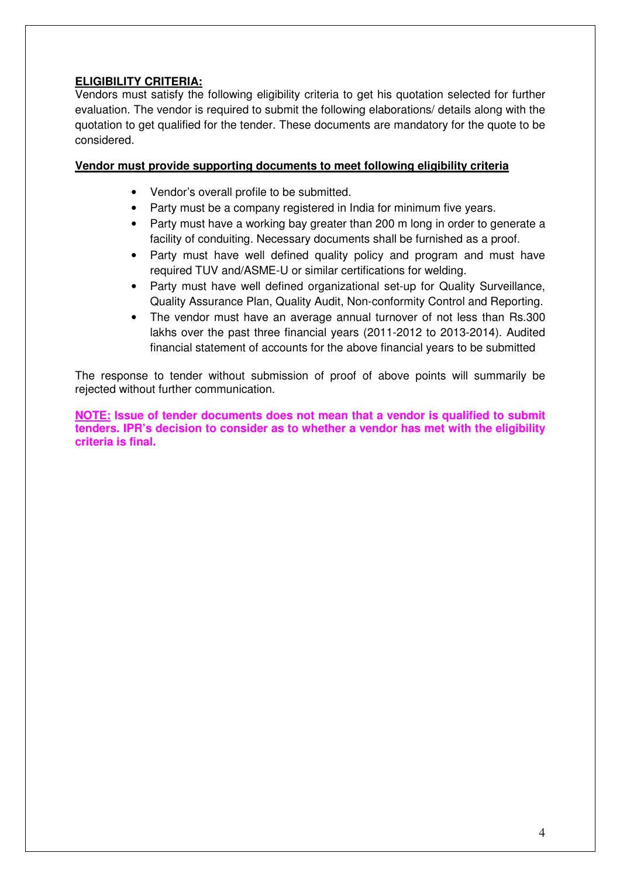**ELIGIBILITY CRITERIA:**

Vendors must satisfy the following eligibility criteria to get his quotation selected for further evaluation. The vendor is required to submit the following elaborations/ details along with the quotation to get qualified for the tender. These documents are mandatory for the quote to be considered.

**Vendor must provide supporting documents to meet following eligibility criteria**

- Vendor's overall profile to be submitted.
- Party must be a company registered in India for minimum five years.
- Party must have a working bay greater than 200 m long in order to generate a facility of conduiting. Necessary documents shall be furnished as a proof.
- Party must have well defined quality policy and program and must have required TUV and/ASME-U or similar certifications for welding.
- Party must have well defined organizational set-up for Quality Surveillance, Quality Assurance Plan, Quality Audit, Non-conformity Control and Reporting.
- The vendor must have an average annual turnover of not less than Rs.300 lakhs over the past three financial years (2011-2012 to 2013-2014). Audited financial statement of accounts for the above financial years to be submitted

The response to tender without submission of proof of above points will summarily be rejected without further communication.

**NOTE: Issue of tender documents does not mean that a vendor is qualified to submit tenders. IPR's decision to consider as to whether a vendor has met with the eligibility criteria is final.**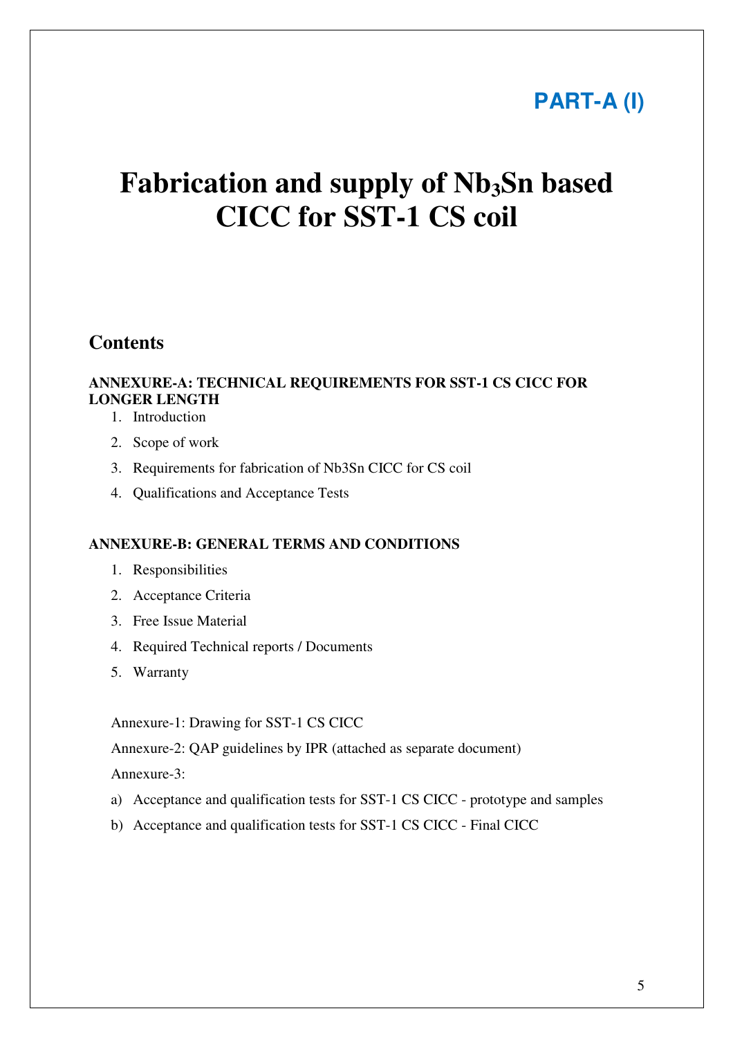**PART-A (I)**

# Fabrication and supply of $Nb_3Sn$ based CICC for SST-1 CS coil

## Contents

**ANNEXURE-A: TECHNICAL REQUIREMENTS FOR SST-1 CS CICC FOR LONGER LENGTH**

1. Introduction
2. Scope of work
3. Requirements for fabrication of Nb3Sn CICC for CS coil
4. Qualifications and Acceptance Tests

**ANNEXURE-B: GENERAL TERMS AND CONDITIONS**

1. Responsibilities
2. Acceptance Criteria
3. Free Issue Material
4. Required Technical reports / Documents
5. Warranty

Annexure-1: Drawing for SST-1 CS CICC

Annexure-2: QAP guidelines by IPR (attached as separate document)

Annexure-3:

a) Acceptance and qualification tests for SST-1 CS CICC - prototype and samples
b) Acceptance and qualification tests for SST-1 CS CICC - Final CICC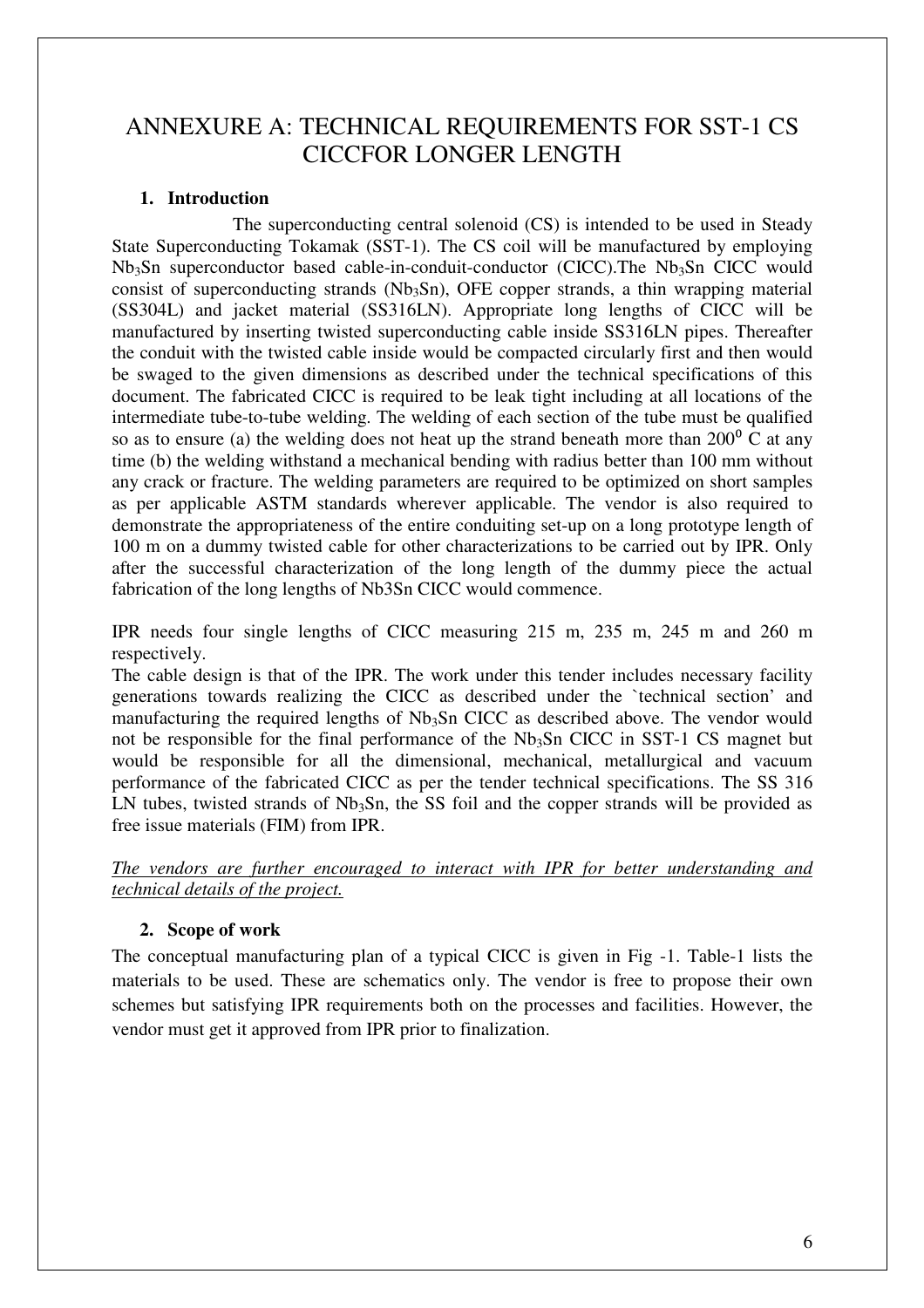# ANNEXURE A: TECHNICAL REQUIREMENTS FOR SST-1 CS CICCFOR LONGER LENGTH

## 1. Introduction

The superconducting central solenoid (CS) is intended to be used in Steady State Superconducting Tokamak (SST-1). The CS coil will be manufactured by employing $Nb_3Sn$ superconductor based cable-in-conduit-conductor (CICC).The $Nb_3Sn$ CICC would consist of superconducting strands ($Nb_3Sn$), OFE copper strands, a thin wrapping material (SS304L) and jacket material (SS316LN). Appropriate long lengths of CICC will be manufactured by inserting twisted superconducting cable inside SS316LN pipes. Thereafter the conduit with the twisted cable inside would be compacted circularly first and then would be swaged to the given dimensions as described under the technical specifications of this document. The fabricated CICC is required to be leak tight including at all locations of the intermediate tube-to-tube welding. The welding of each section of the tube must be qualified so as to ensure (a) the welding does not heat up the strand beneath more than $200^0$ C at any time (b) the welding withstand a mechanical bending with radius better than 100 mm without any crack or fracture. The welding parameters are required to be optimized on short samples as per applicable ASTM standards wherever applicable. The vendor is also required to demonstrate the appropriateness of the entire conduiting set-up on a long prototype length of 100 m on a dummy twisted cable for other characterizations to be carried out by IPR. Only after the successful characterization of the long length of the dummy piece the actual fabrication of the long lengths of Nb3Sn CICC would commence.

IPR needs four single lengths of CICC measuring 215 m, 235 m, 245 m and 260 m respectively.

The cable design is that of the IPR. The work under this tender includes necessary facility generations towards realizing the CICC as described under the `technical section' and manufacturing the required lengths of $Nb_3Sn$ CICC as described above. The vendor would not be responsible for the final performance of the $Nb_3Sn$ CICC in SST-1 CS magnet but would be responsible for all the dimensional, mechanical, metallurgical and vacuum performance of the fabricated CICC as per the tender technical specifications. The SS 316 LN tubes, twisted strands of $Nb_3Sn$, the SS foil and the copper strands will be provided as free issue materials (FIM) from IPR.

*The vendors are further encouraged to interact with IPR for better understanding and technical details of the project.*

## 2. Scope of work

The conceptual manufacturing plan of a typical CICC is given in Fig -1. Table-1 lists the materials to be used. These are schematics only. The vendor is free to propose their own schemes but satisfying IPR requirements both on the processes and facilities. However, the vendor must get it approved from IPR prior to finalization.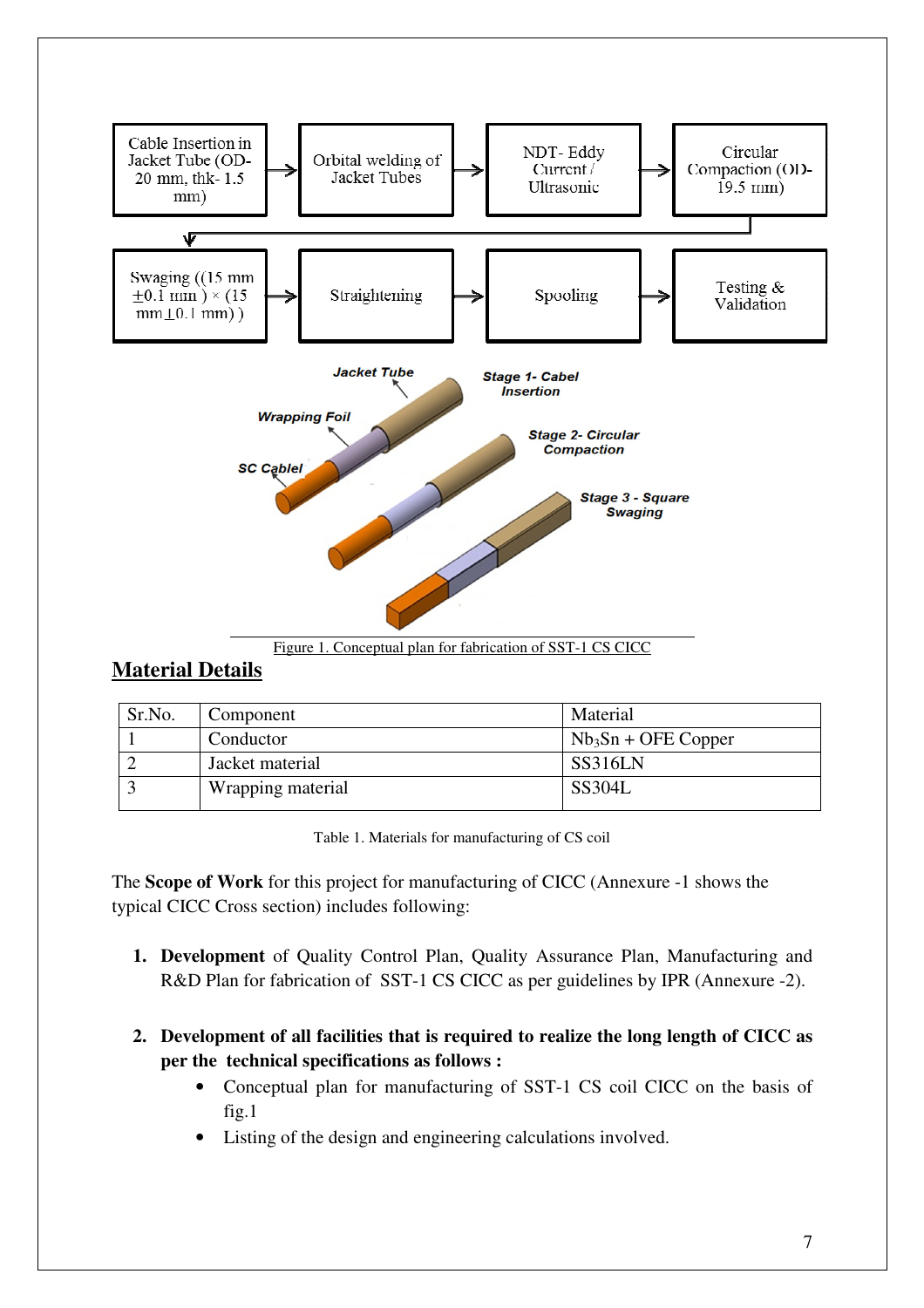Cable Insertion in Jacket Tube (OD- 20 mm, thk- 1.5 mm) → Orbital welding of Jacket Tubes → NDT- Eddy Current / Ultrasonic → Circular Compaction (OD- 19.5 mm) → Swaging ((15 mm ±0.1 mm ) × (15 mm ±0.1 mm) ) → Straightening → Spooling → Testing & Validation

Jacket Tube

Wrapping Foil

SC Cablel

Stage 1- Cabel Insertion

Stage 2- Circular Compaction

Stage 3 - Square Swaging

Figure 1. Conceptual plan for fabrication of SST-1 CS CICC

## Material Details

| Sr.No. | Component | Material |
|---|---|---|
| 1 | Conductor | $Nb_3Sn$ + OFE Copper |
| 2 | Jacket material | SS316LN |
| 3 | Wrapping material | SS304L |

Table 1. Materials for manufacturing of CS coil

The **Scope of Work** for this project for manufacturing of CICC (Annexure -1 shows the typical CICC Cross section) includes following:

1. **Development** of Quality Control Plan, Quality Assurance Plan, Manufacturing and R&D Plan for fabrication of SST-1 CS CICC as per guidelines by IPR (Annexure -2).

2. **Development of all facilities that is required to realize the long length of CICC as per the technical specifications as follows :**
   - Conceptual plan for manufacturing of SST-1 CS coil CICC on the basis of fig.1
   - Listing of the design and engineering calculations involved.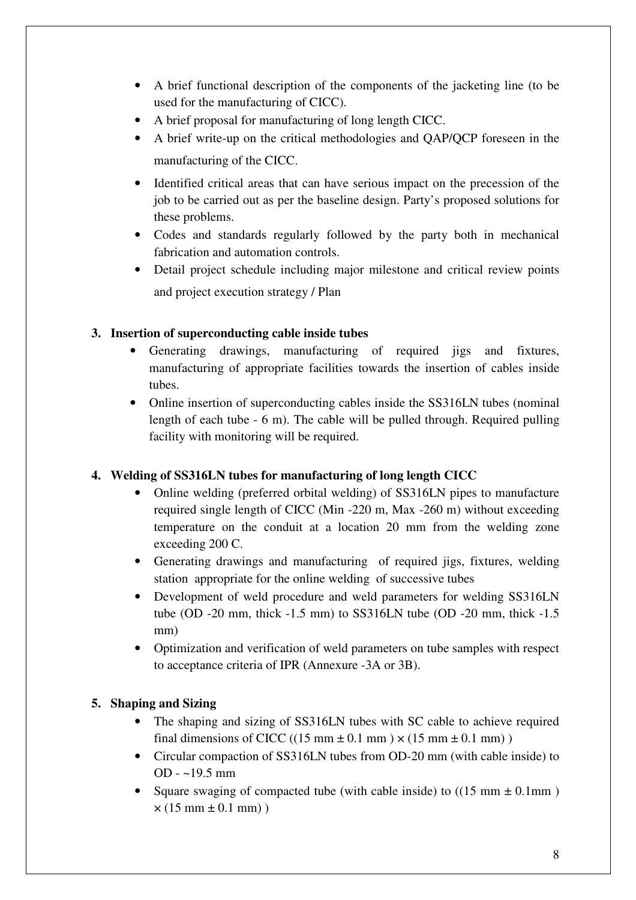- A brief functional description of the components of the jacketing line (to be used for the manufacturing of CICC).
- A brief proposal for manufacturing of long length CICC.
- A brief write-up on the critical methodologies and QAP/QCP foreseen in the manufacturing of the CICC.
- Identified critical areas that can have serious impact on the precession of the job to be carried out as per the baseline design. Party's proposed solutions for these problems.
- Codes and standards regularly followed by the party both in mechanical fabrication and automation controls.
- Detail project schedule including major milestone and critical review points and project execution strategy / Plan

**3. Insertion of superconducting cable inside tubes**

- Generating drawings, manufacturing of required jigs and fixtures, manufacturing of appropriate facilities towards the insertion of cables inside tubes.
- Online insertion of superconducting cables inside the SS316LN tubes (nominal length of each tube - 6 m). The cable will be pulled through. Required pulling facility with monitoring will be required.

**4. Welding of SS316LN tubes for manufacturing of long length CICC**

- Online welding (preferred orbital welding) of SS316LN pipes to manufacture required single length of CICC (Min -220 m, Max -260 m) without exceeding temperature on the conduit at a location 20 mm from the welding zone exceeding 200 C.
- Generating drawings and manufacturing of required jigs, fixtures, welding station appropriate for the online welding of successive tubes
- Development of weld procedure and weld parameters for welding SS316LN tube (OD -20 mm, thick -1.5 mm) to SS316LN tube (OD -20 mm, thick -1.5 mm)
- Optimization and verification of weld parameters on tube samples with respect to acceptance criteria of IPR (Annexure -3A or 3B).

**5. Shaping and Sizing**

- The shaping and sizing of SS316LN tubes with SC cable to achieve required final dimensions of CICC ((15 mm ± 0.1 mm ) × (15 mm ± 0.1 mm) )
- Circular compaction of SS316LN tubes from OD-20 mm (with cable inside) to OD - ~19.5 mm
- Square swaging of compacted tube (with cable inside) to ((15 mm ± 0.1mm ) × (15 mm ± 0.1 mm) )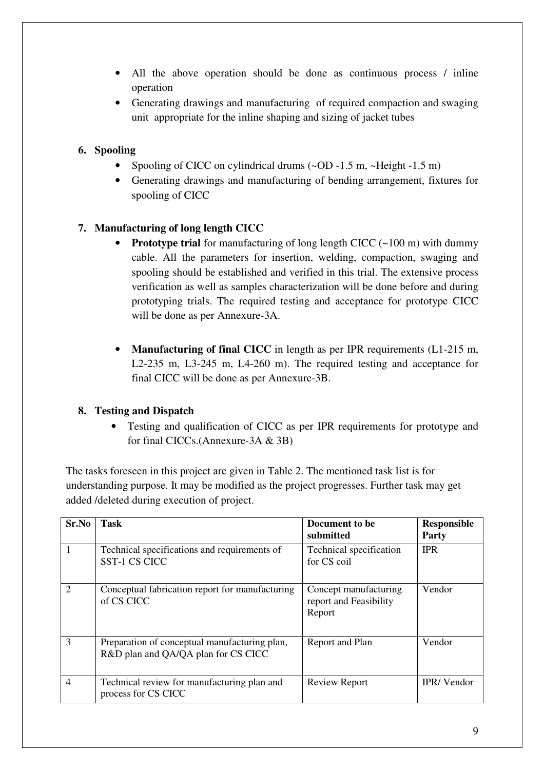- All the above operation should be done as continuous process / inline operation
- Generating drawings and manufacturing of required compaction and swaging unit appropriate for the inline shaping and sizing of jacket tubes

### 6. Spooling

- Spooling of CICC on cylindrical drums (~OD -1.5 m, ~Height -1.5 m)
- Generating drawings and manufacturing of bending arrangement, fixtures for spooling of CICC

### 7. Manufacturing of long length CICC

- **Prototype trial** for manufacturing of long length CICC (~100 m) with dummy cable. All the parameters for insertion, welding, compaction, swaging and spooling should be established and verified in this trial. The extensive process verification as well as samples characterization will be done before and during prototyping trials. The required testing and acceptance for prototype CICC will be done as per Annexure-3A.

- **Manufacturing of final CICC** in length as per IPR requirements (L1-215 m, L2-235 m, L3-245 m, L4-260 m). The required testing and acceptance for final CICC will be done as per Annexure-3B.

### 8. Testing and Dispatch

- Testing and qualification of CICC as per IPR requirements for prototype and for final CICCs.(Annexure-3A & 3B)

The tasks foreseen in this project are given in Table 2. The mentioned task list is for understanding purpose. It may be modified as the project progresses. Further task may get added /deleted during execution of project.

| Sr.No | Task | Document to be submitted | Responsible Party |
|---|---|---|---|
| 1 | Technical specifications and requirements of SST-1 CS CICC | Technical specification for CS coil | IPR |
| 2 | Conceptual fabrication report for manufacturing of CS CICC | Concept manufacturing report and Feasibility Report | Vendor |
| 3 | Preparation of conceptual manufacturing plan, R&D plan and QA/QA plan for CS CICC | Report and Plan | Vendor |
| 4 | Technical review for manufacturing plan and process for CS CICC | Review Report | IPR/ Vendor |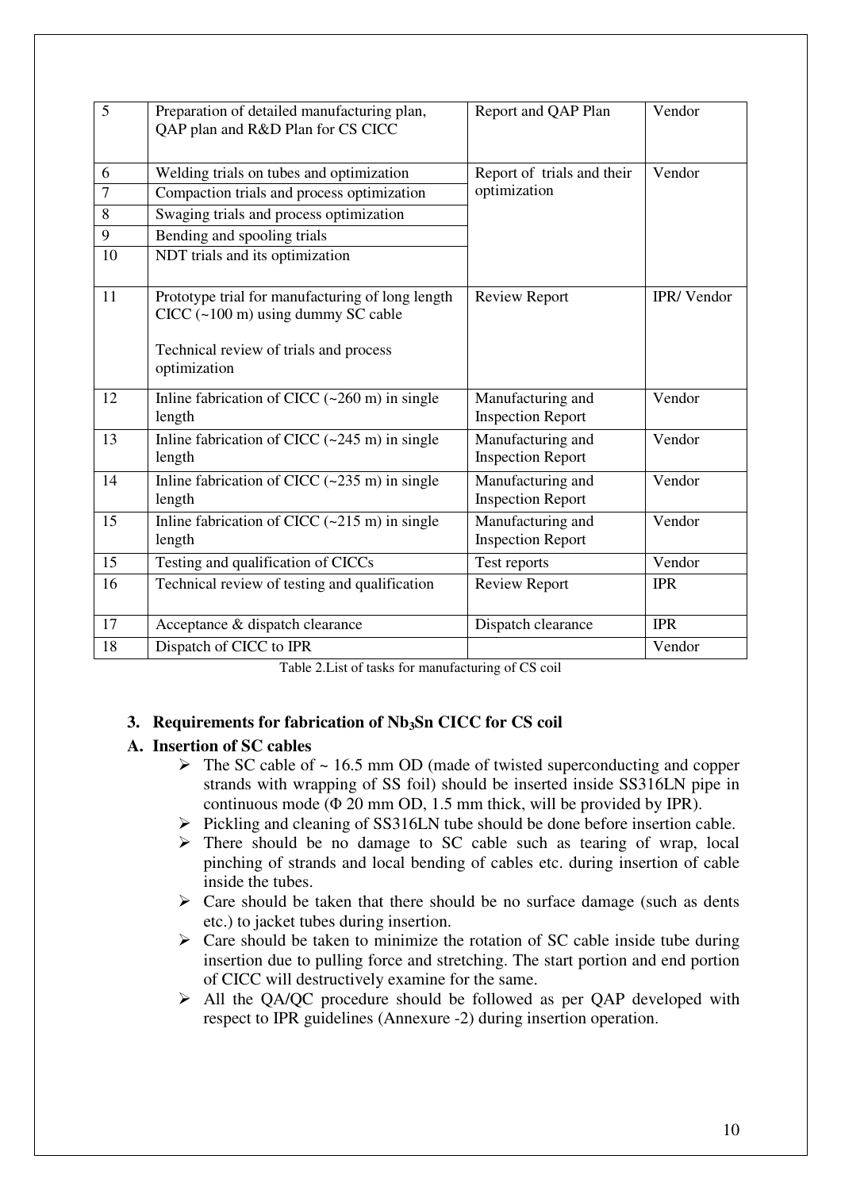| | | | |
|---|---|---|---|
| 5 | Preparation of detailed manufacturing plan, QAP plan and R&D Plan for CS CICC | Report and QAP Plan | Vendor |
| 6 | Welding trials on tubes and optimization | Report of trials and their optimization | Vendor |
| 7 | Compaction trials and process optimization | | |
| 8 | Swaging trials and process optimization | | |
| 9 | Bending and spooling trials | | |
| 10 | NDT trials and its optimization | | |
| 11 | Prototype trial for manufacturing of long length CICC (~100 m) using dummy SC cable<br><br>Technical review of trials and process optimization | Review Report | IPR/ Vendor |
| 12 | Inline fabrication of CICC (~260 m) in single length | Manufacturing and Inspection Report | Vendor |
| 13 | Inline fabrication of CICC (~245 m) in single length | Manufacturing and Inspection Report | Vendor |
| 14 | Inline fabrication of CICC (~235 m) in single length | Manufacturing and Inspection Report | Vendor |
| 15 | Inline fabrication of CICC (~215 m) in single length | Manufacturing and Inspection Report | Vendor |
| 15 | Testing and qualification of CICCs | Test reports | Vendor |
| 16 | Technical review of testing and qualification | Review Report | IPR |
| 17 | Acceptance & dispatch clearance | Dispatch clearance | IPR |
| 18 | Dispatch of CICC to IPR | | Vendor |

Table 2.List of tasks for manufacturing of CS coil

## 3. Requirements for fabrication of $Nb_3Sn$ CICC for CS coil

### A. Insertion of SC cables

- The SC cable of ~ 16.5 mm OD (made of twisted superconducting and copper strands with wrapping of SS foil) should be inserted inside SS316LN pipe in continuous mode (Φ 20 mm OD, 1.5 mm thick, will be provided by IPR).
- Pickling and cleaning of SS316LN tube should be done before insertion cable.
- There should be no damage to SC cable such as tearing of wrap, local pinching of strands and local bending of cables etc. during insertion of cable inside the tubes.
- Care should be taken that there should be no surface damage (such as dents etc.) to jacket tubes during insertion.
- Care should be taken to minimize the rotation of SC cable inside tube during insertion due to pulling force and stretching. The start portion and end portion of CICC will destructively examine for the same.
- All the QA/QC procedure should be followed as per QAP developed with respect to IPR guidelines (Annexure -2) during insertion operation.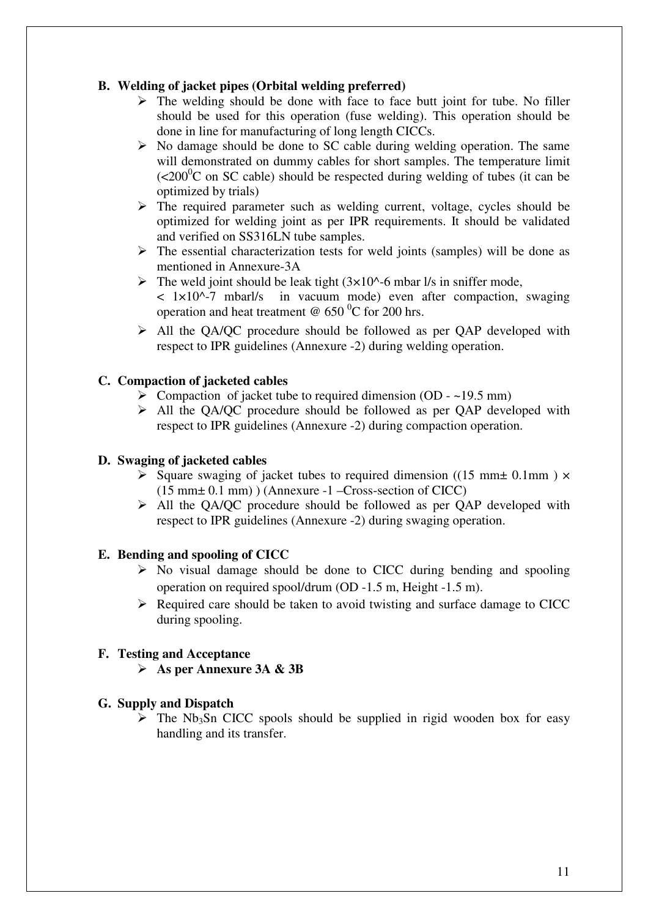## B. Welding of jacket pipes (Orbital welding preferred)

- The welding should be done with face to face butt joint for tube. No filler should be used for this operation (fuse welding). This operation should be done in line for manufacturing of long length CICCs.
- No damage should be done to SC cable during welding operation. The same will demonstrated on dummy cables for short samples. The temperature limit ($<200^0$C on SC cable) should be respected during welding of tubes (it can be optimized by trials)
- The required parameter such as welding current, voltage, cycles should be optimized for welding joint as per IPR requirements. It should be validated and verified on SS316LN tube samples.
- The essential characterization tests for weld joints (samples) will be done as mentioned in Annexure-3A
- The weld joint should be leak tight (3×10^-6 mbar l/s in sniffer mode, < 1×10^-7 mbarl/s in vacuum mode) even after compaction, swaging operation and heat treatment @ 650 $^0$C for 200 hrs.
- All the QA/QC procedure should be followed as per QAP developed with respect to IPR guidelines (Annexure -2) during welding operation.

## C. Compaction of jacketed cables

- Compaction of jacket tube to required dimension (OD - ~19.5 mm)
- All the QA/QC procedure should be followed as per QAP developed with respect to IPR guidelines (Annexure -2) during compaction operation.

## D. Swaging of jacketed cables

- Square swaging of jacket tubes to required dimension ((15 mm± 0.1mm ) × (15 mm± 0.1 mm) ) (Annexure -1 –Cross-section of CICC)
- All the QA/QC procedure should be followed as per QAP developed with respect to IPR guidelines (Annexure -2) during swaging operation.

## E. Bending and spooling of CICC

- No visual damage should be done to CICC during bending and spooling operation on required spool/drum (OD -1.5 m, Height -1.5 m).
- Required care should be taken to avoid twisting and surface damage to CICC during spooling.

## F. Testing and Acceptance

- **As per Annexure 3A & 3B**

## G. Supply and Dispatch

- The $Nb_3Sn$ CICC spools should be supplied in rigid wooden box for easy handling and its transfer.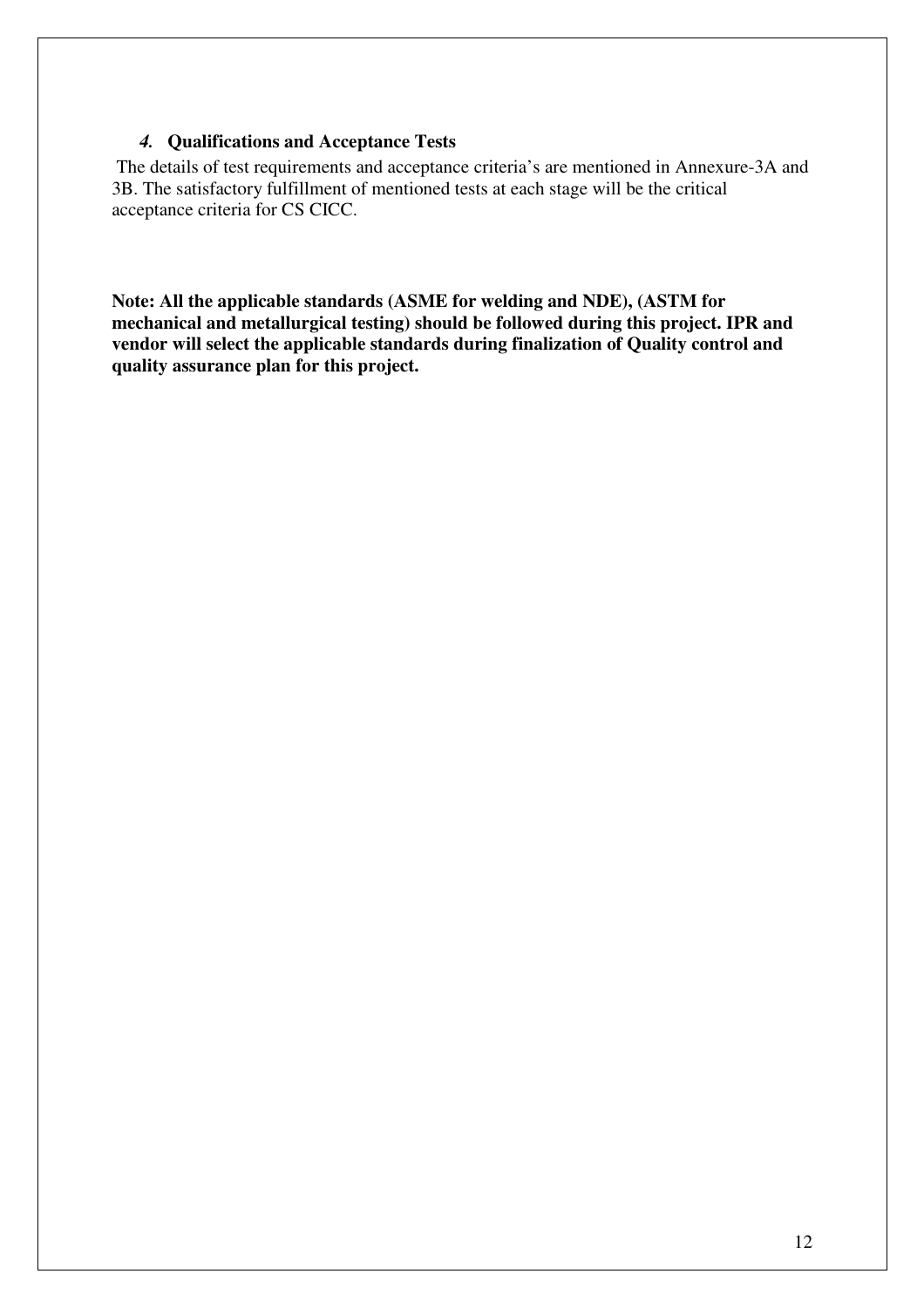### *4.* **Qualifications and Acceptance Tests**

The details of test requirements and acceptance criteria's are mentioned in Annexure-3A and 3B. The satisfactory fulfillment of mentioned tests at each stage will be the critical acceptance criteria for CS CICC.

**Note: All the applicable standards (ASME for welding and NDE), (ASTM for mechanical and metallurgical testing) should be followed during this project. IPR and vendor will select the applicable standards during finalization of Quality control and quality assurance plan for this project.**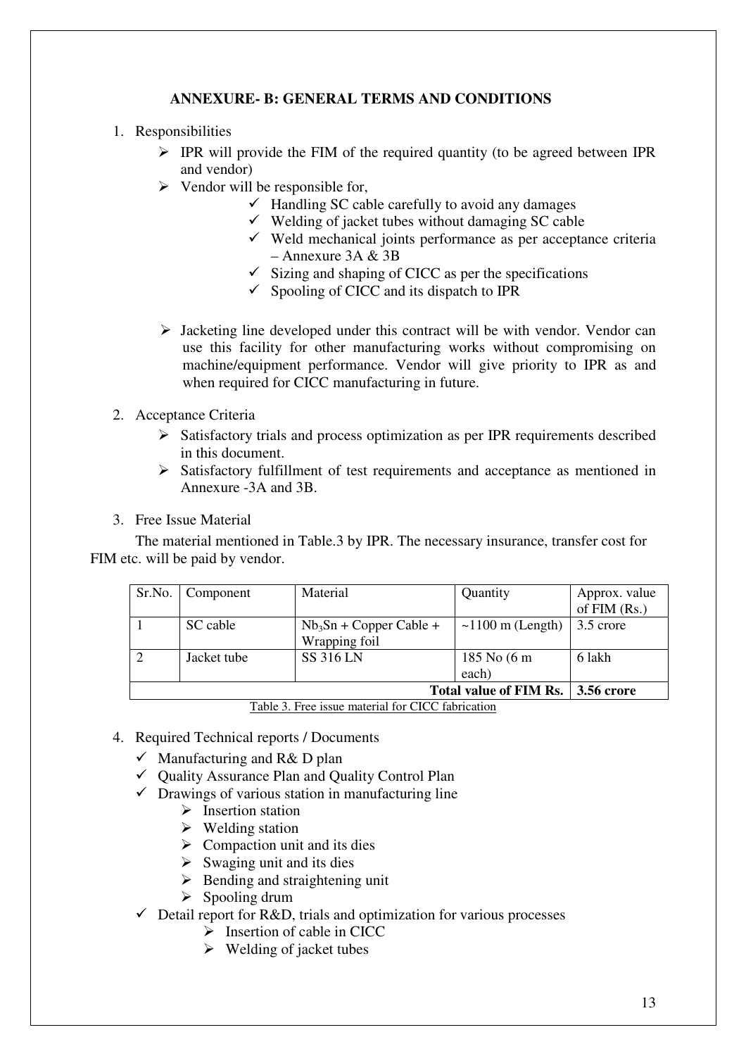# ANNEXURE- B: GENERAL TERMS AND CONDITIONS

1. Responsibilities
   - IPR will provide the FIM of the required quantity (to be agreed between IPR and vendor)
   - Vendor will be responsible for,
     - ✓ Handling SC cable carefully to avoid any damages
     - ✓ Welding of jacket tubes without damaging SC cable
     - ✓ Weld mechanical joints performance as per acceptance criteria – Annexure 3A & 3B
     - ✓ Sizing and shaping of CICC as per the specifications
     - ✓ Spooling of CICC and its dispatch to IPR
   - Jacketing line developed under this contract will be with vendor. Vendor can use this facility for other manufacturing works without compromising on machine/equipment performance. Vendor will give priority to IPR as and when required for CICC manufacturing in future.

2. Acceptance Criteria
   - Satisfactory trials and process optimization as per IPR requirements described in this document.
   - Satisfactory fulfillment of test requirements and acceptance as mentioned in Annexure -3A and 3B.

3. Free Issue Material

   The material mentioned in Table.3 by IPR. The necessary insurance, transfer cost for FIM etc. will be paid by vendor.

| Sr.No. | Component | Material | Quantity | Approx. value of FIM (Rs.) |
|---|---|---|---|---|
| 1 | SC cable | $Nb_3Sn$ + Copper Cable + Wrapping foil | ~1100 m (Length) | 3.5 crore |
| 2 | Jacket tube | SS 316 LN | 185 No (6 m each) | 6 lakh |
| | | | **Total value of FIM Rs.** | **3.56 crore** |

Table 3. Free issue material for CICC fabrication

4. Required Technical reports / Documents
   - ✓ Manufacturing and R& D plan
   - ✓ Quality Assurance Plan and Quality Control Plan
   - ✓ Drawings of various station in manufacturing line
     - Insertion station
     - Welding station
     - Compaction unit and its dies
     - Swaging unit and its dies
     - Bending and straightening unit
     - Spooling drum
   - ✓ Detail report for R&D, trials and optimization for various processes
     - Insertion of cable in CICC
     - Welding of jacket tubes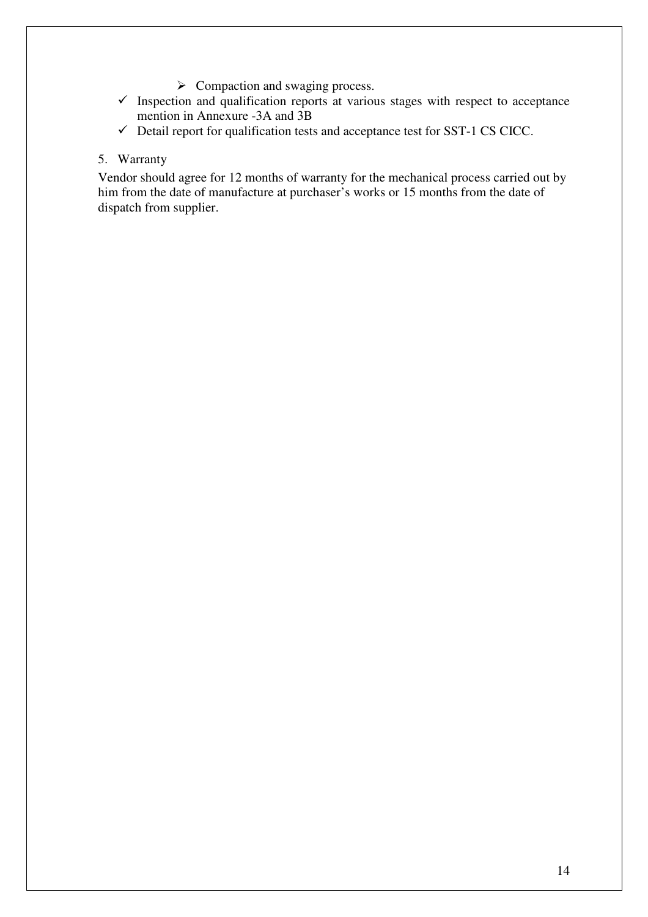- Compaction and swaging process.
- Inspection and qualification reports at various stages with respect to acceptance mention in Annexure -3A and 3B
- Detail report for qualification tests and acceptance test for SST-1 CS CICC.

5. Warranty

Vendor should agree for 12 months of warranty for the mechanical process carried out by him from the date of manufacture at purchaser's works or 15 months from the date of dispatch from supplier.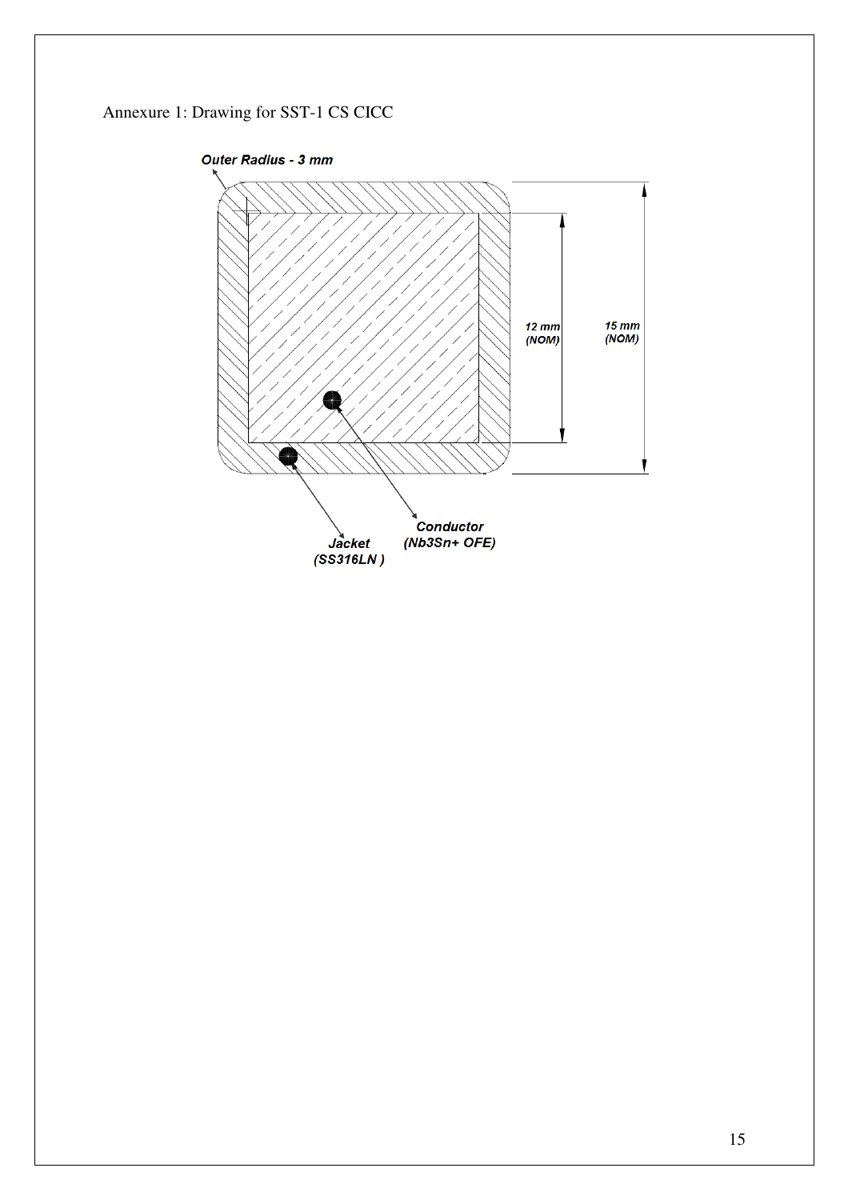Annexure 1: Drawing for SST-1 CS CICC

**Outer Radius - 3 mm**

**12 mm (NOM)**

**15 mm (NOM)**

**Conductor (Nb3Sn+ OFE)**

**Jacket (SS316LN )**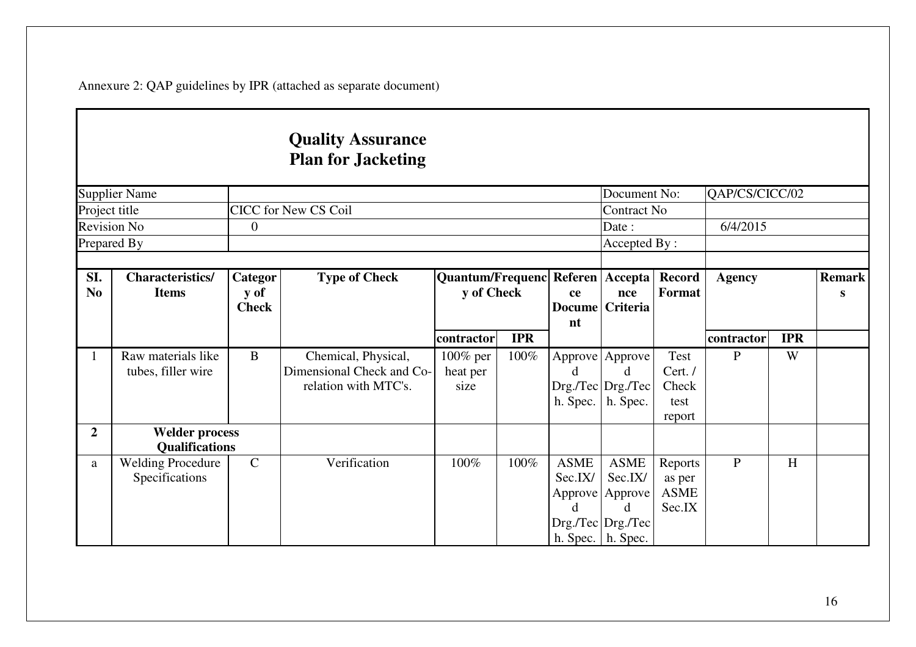Annexure 2: QAP guidelines by IPR (attached as separate document)

## Quality Assurance Plan for Jacketing

| | | | |
|---|---|---|---|
| Supplier Name | | Document No: | QAP/CS/CICC/02 |
| Project title | CICC for New CS Coil | Contract No | |
| Revision No | 0 | Date : | 6/4/2015 |
| Prepared By | | Accepted By : | |

| Sl. No | Characteristics/ Items | Category of Check | Type of Check | Quantum/Frequency of Check | | Reference Document | Acceptance Criteria | Record Format | Agency | | Remarks |
|---|---|---|---|---|---|---|---|---|---|---|---|
| | | | | contractor | IPR | | | | contractor | IPR | |
| 1 | Raw materials like tubes, filler wire | B | Chemical, Physical, Dimensional Check and Co-relation with MTC's. | 100% per heat per size | 100% | Approved Drg./Tech. Spec. | Approved Drg./Tech. Spec. | Test Cert. / Check test report | P | W | |
| **2** | **Welder process Qualifications** | | | | | | | | | | |
| a | Welding Procedure Specifications | C | Verification | 100% | 100% | ASME Sec.IX/ Approved Drg./Tech. Spec. | ASME Sec.IX/ Approved Drg./Tech. Spec. | Reports as per ASME Sec.IX | P | H | |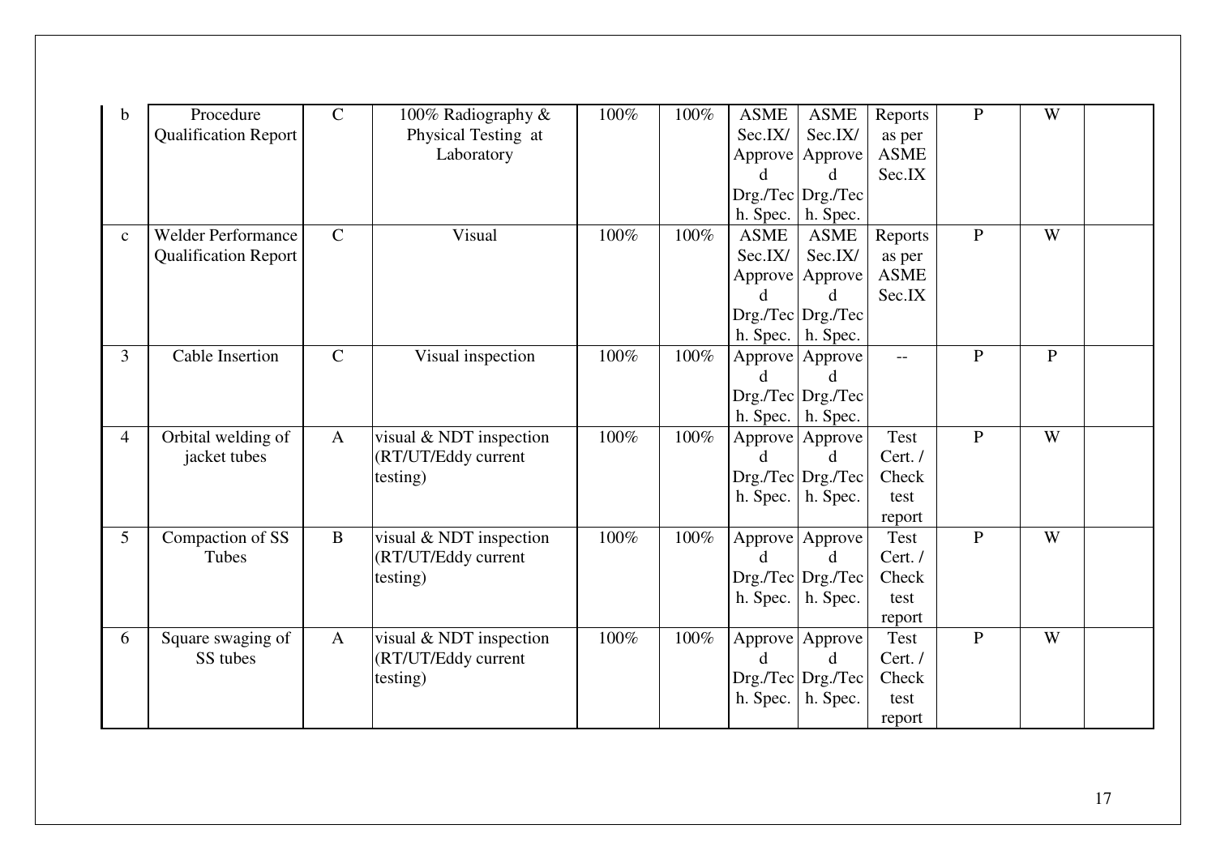| | | | | | | | | | | | |
|---|---|---|---|---|---|---|---|---|---|---|---|
| b | Procedure Qualification Report | C | 100% Radiography & Physical Testing at Laboratory | 100% | 100% | ASME Sec.IX/ Approved Drg./Tech. Spec. | ASME Sec.IX/ Approved Drg./Tech. Spec. | Reports as per ASME Sec.IX | P | W | |
| c | Welder Performance Qualification Report | C | Visual | 100% | 100% | ASME Sec.IX/ Approved Drg./Tech. Spec. | ASME Sec.IX/ Approved Drg./Tech. Spec. | Reports as per ASME Sec.IX | P | W | |
| 3 | Cable Insertion | C | Visual inspection | 100% | 100% | Approved Drg./Tech. Spec. | Approved Drg./Tech. Spec. | -- | P | P | |
| 4 | Orbital welding of jacket tubes | A | visual & NDT inspection (RT/UT/Eddy current testing) | 100% | 100% | Approved Drg./Tech. Spec. | Approved Drg./Tech. Spec. | Test Cert. / Check test report | P | W | |
| 5 | Compaction of SS Tubes | B | visual & NDT inspection (RT/UT/Eddy current testing) | 100% | 100% | Approved Drg./Tech. Spec. | Approved Drg./Tech. Spec. | Test Cert. / Check test report | P | W | |
| 6 | Square swaging of SS tubes | A | visual & NDT inspection (RT/UT/Eddy current testing) | 100% | 100% | Approved Drg./Tech. Spec. | Approved Drg./Tech. Spec. | Test Cert. / Check test report | P | W | |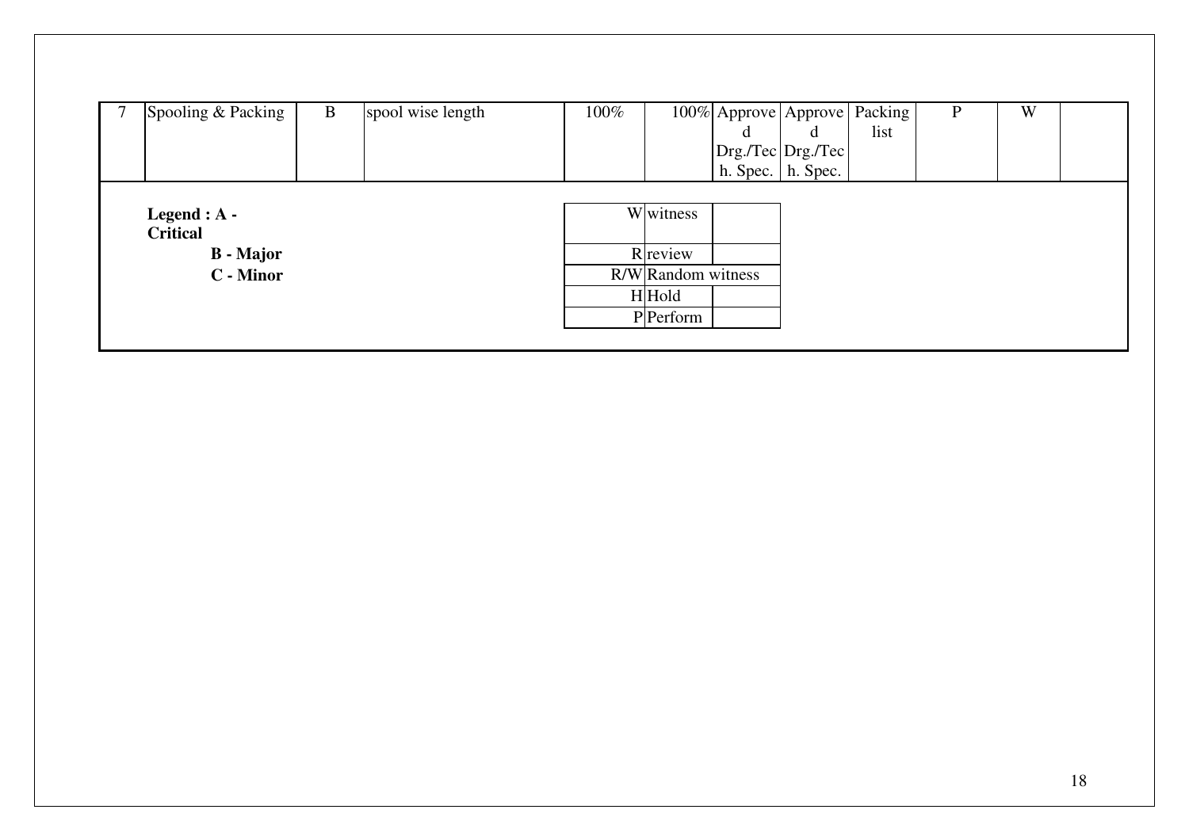| 7 | Spooling & Packing | B | spool wise length | 100% | 100% | Approved Drg./Tech. Spec. | Approved Drg./Tech. Spec. | Packing list | P | W | |
|---|---|---|---|---|---|---|---|---|---|---|---|

**Legend : A - Critical**

**B - Major**

**C - Minor**

| | | |
|---|---|---|
| W | witness | |
| R | review | |
| R/W | Random witness | |
| H | Hold | |
| P | Perform | |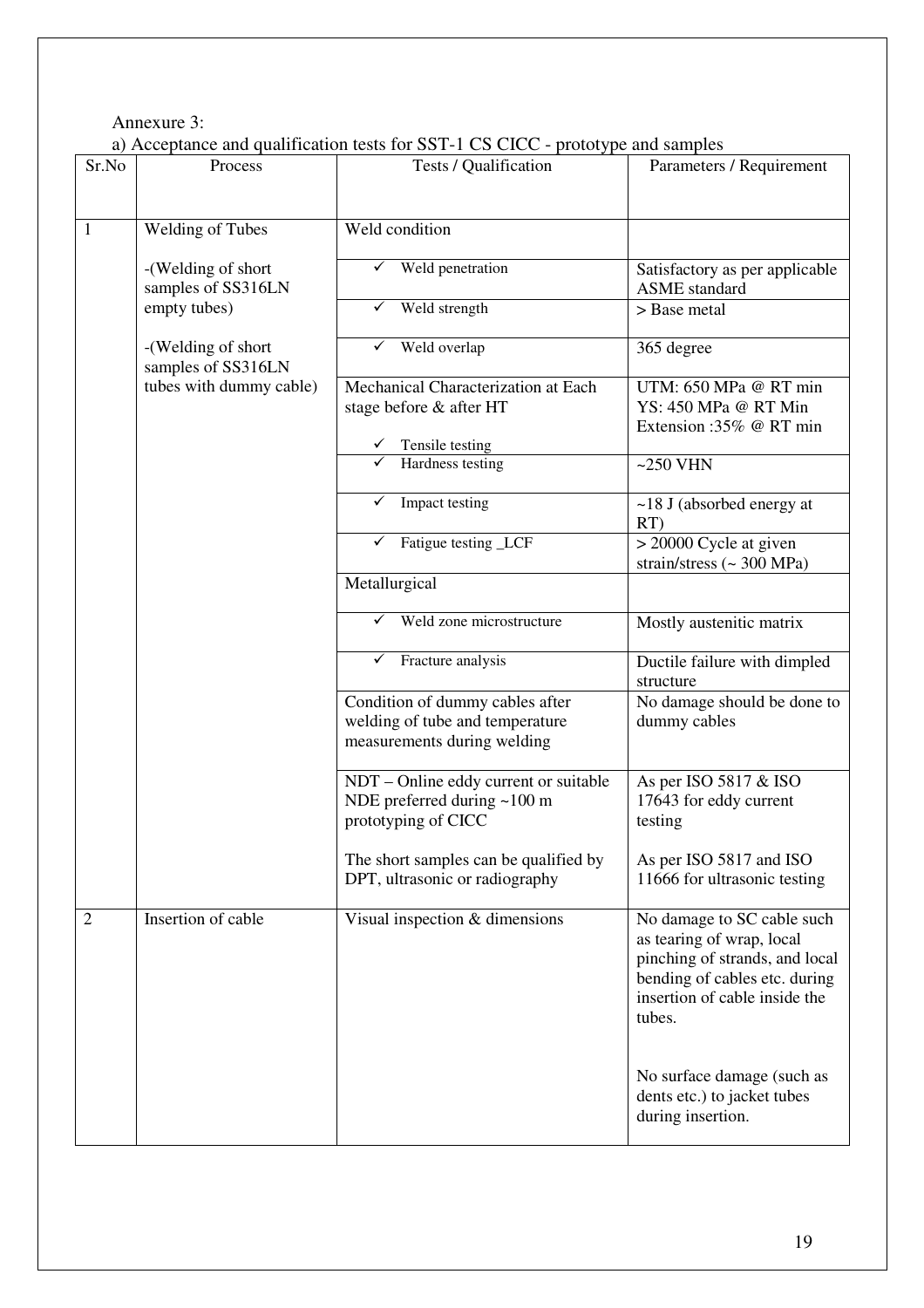Annexure 3:

a) Acceptance and qualification tests for SST-1 CS CICC - prototype and samples

| Sr.No | Process | Tests / Qualification | Parameters / Requirement |
|---|---|---|---|
| 1 | Welding of Tubes<br><br>-(Welding of short samples of SS316LN empty tubes)<br><br>-(Welding of short samples of SS316LN tubes with dummy cable) | Weld condition | |
| | | ✓ Weld penetration | Satisfactory as per applicable ASME standard |
| | | ✓ Weld strength | > Base metal |
| | | ✓ Weld overlap | 365 degree |
| | | Mechanical Characterization at Each stage before & after HT<br><br>✓ Tensile testing | UTM: 650 MPa @ RT min<br>YS: 450 MPa @ RT Min<br>Extension :35% @ RT min |
| | | ✓ Hardness testing | ~250 VHN |
| | | ✓ Impact testing | ~18 J (absorbed energy at RT) |
| | | ✓ Fatigue testing _LCF | > 20000 Cycle at given strain/stress (~ 300 MPa) |
| | | Metallurgical | |
| | | ✓ Weld zone microstructure | Mostly austenitic matrix |
| | | ✓ Fracture analysis | Ductile failure with dimpled structure |
| | | Condition of dummy cables after welding of tube and temperature measurements during welding | No damage should be done to dummy cables |
| | | NDT – Online eddy current or suitable NDE preferred during ~100 m prototyping of CICC<br><br>The short samples can be qualified by DPT, ultrasonic or radiography | As per ISO 5817 & ISO 17643 for eddy current testing<br><br>As per ISO 5817 and ISO 11666 for ultrasonic testing |
| 2 | Insertion of cable | Visual inspection & dimensions | No damage to SC cable such as tearing of wrap, local pinching of strands, and local bending of cables etc. during insertion of cable inside the tubes.<br><br>No surface damage (such as dents etc.) to jacket tubes during insertion. |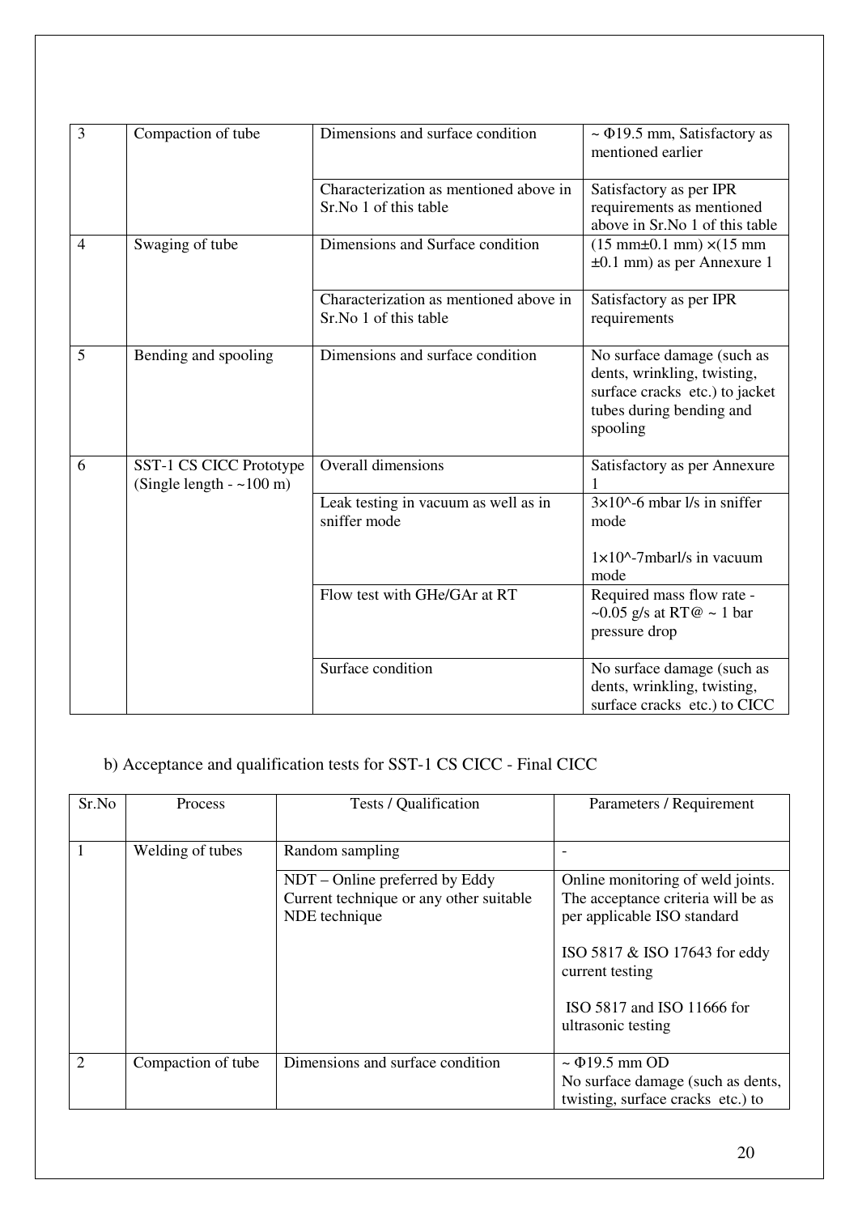| | | | |
|---|---|---|---|
| 3 | Compaction of tube | Dimensions and surface condition | ~ Φ19.5 mm, Satisfactory as mentioned earlier |
| | | Characterization as mentioned above in Sr.No 1 of this table | Satisfactory as per IPR requirements as mentioned above in Sr.No 1 of this table |
| 4 | Swaging of tube | Dimensions and Surface condition | (15 mm±0.1 mm) ×(15 mm ±0.1 mm) as per Annexure 1 |
| | | Characterization as mentioned above in Sr.No 1 of this table | Satisfactory as per IPR requirements |
| 5 | Bending and spooling | Dimensions and surface condition | No surface damage (such as dents, wrinkling, twisting, surface cracks etc.) to jacket tubes during bending and spooling |
| 6 | SST-1 CS CICC Prototype (Single length - ~100 m) | Overall dimensions | Satisfactory as per Annexure 1 |
| | | Leak testing in vacuum as well as in sniffer mode | $3\times10^{-6}$ mbar l/s in sniffer mode<br><br>$1\times10^{-7}$mbarl/s in vacuum mode |
| | | Flow test with GHe/GAr at RT | Required mass flow rate - ~0.05 g/s at RT@ ~ 1 bar pressure drop |
| | | Surface condition | No surface damage (such as dents, wrinkling, twisting, surface cracks etc.) to CICC |

b) Acceptance and qualification tests for SST-1 CS CICC - Final CICC

| Sr.No | Process | Tests / Qualification | Parameters / Requirement |
|---|---|---|---|
| 1 | Welding of tubes | Random sampling | - |
| | | NDT – Online preferred by Eddy Current technique or any other suitable NDE technique | Online monitoring of weld joints. The acceptance criteria will be as per applicable ISO standard<br><br>ISO 5817 & ISO 17643 for eddy current testing<br><br>ISO 5817 and ISO 11666 for ultrasonic testing |
| 2 | Compaction of tube | Dimensions and surface condition | ~ Φ19.5 mm OD<br>No surface damage (such as dents, twisting, surface cracks etc.) to |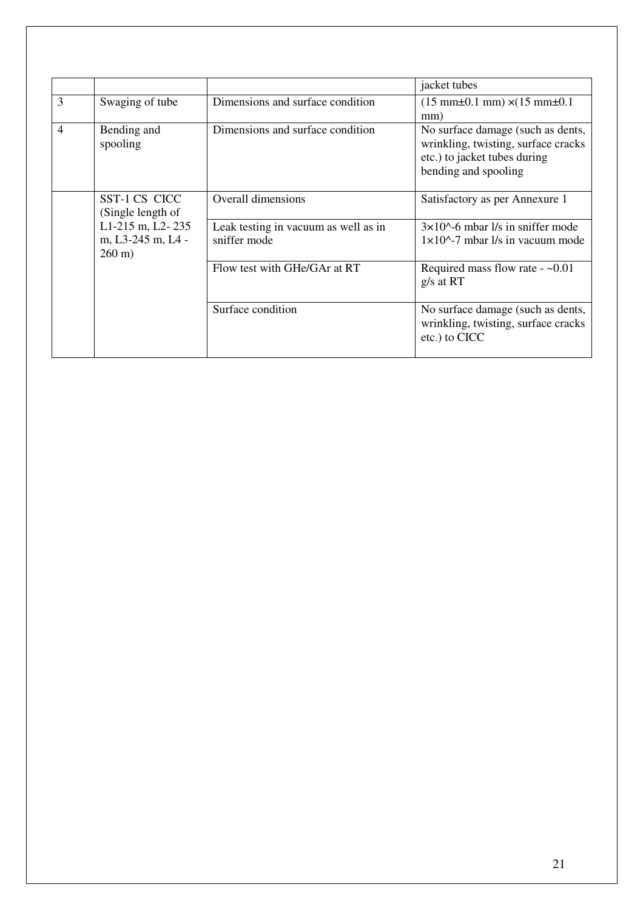| | | | |
|---|---|---|---|
| | | | jacket tubes |
| 3 | Swaging of tube | Dimensions and surface condition | (15 mm±0.1 mm) ×(15 mm±0.1 mm) |
| 4 | Bending and spooling | Dimensions and surface condition | No surface damage (such as dents, wrinkling, twisting, surface cracks etc.) to jacket tubes during bending and spooling |
| | SST-1 CS CICC (Single length of L1-215 m, L2- 235 m, L3-245 m, L4 -260 m) | Overall dimensions | Satisfactory as per Annexure 1 |
| | | Leak testing in vacuum as well as in sniffer mode | 3×10^-6 mbar l/s in sniffer mode 1×10^-7 mbar l/s in vacuum mode |
| | | Flow test with GHe/GAr at RT | Required mass flow rate - ~0.01 g/s at RT |
| | | Surface condition | No surface damage (such as dents, wrinkling, twisting, surface cracks etc.) to CICC |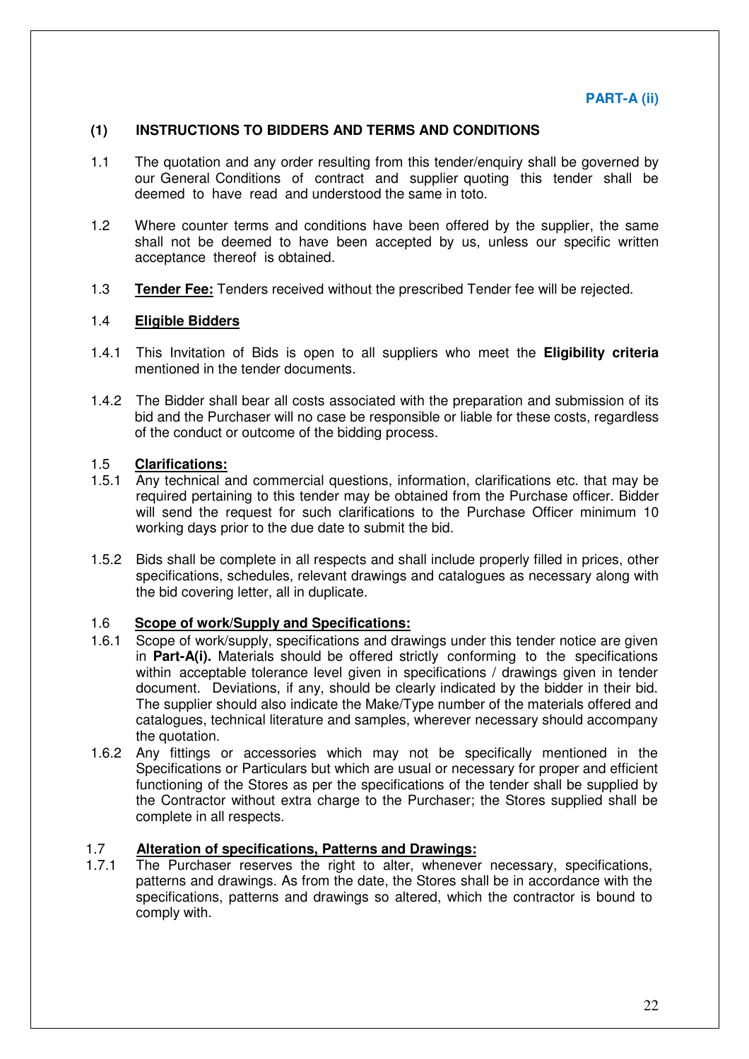**PART-A (ii)**

## (1) INSTRUCTIONS TO BIDDERS AND TERMS AND CONDITIONS

1.1 The quotation and any order resulting from this tender/enquiry shall be governed by our General Conditions of contract and supplier quoting this tender shall be deemed to have read and understood the same in toto.

1.2 Where counter terms and conditions have been offered by the supplier, the same shall not be deemed to have been accepted by us, unless our specific written acceptance thereof is obtained.

1.3 **<u>Tender Fee:</u>** Tenders received without the prescribed Tender fee will be rejected.

### 1.4 <u>Eligible Bidders</u>

1.4.1 This Invitation of Bids is open to all suppliers who meet the **Eligibility criteria** mentioned in the tender documents.

1.4.2 The Bidder shall bear all costs associated with the preparation and submission of its bid and the Purchaser will no case be responsible or liable for these costs, regardless of the conduct or outcome of the bidding process.

### 1.5 <u>Clarifications:</u>

1.5.1 Any technical and commercial questions, information, clarifications etc. that may be required pertaining to this tender may be obtained from the Purchase officer. Bidder will send the request for such clarifications to the Purchase Officer minimum 10 working days prior to the due date to submit the bid.

1.5.2 Bids shall be complete in all respects and shall include properly filled in prices, other specifications, schedules, relevant drawings and catalogues as necessary along with the bid covering letter, all in duplicate.

### 1.6 <u>Scope of work/Supply and Specifications:</u>

1.6.1 Scope of work/supply, specifications and drawings under this tender notice are given in **Part-A(i).** Materials should be offered strictly conforming to the specifications within acceptable tolerance level given in specifications / drawings given in tender document. Deviations, if any, should be clearly indicated by the bidder in their bid. The supplier should also indicate the Make/Type number of the materials offered and catalogues, technical literature and samples, wherever necessary should accompany the quotation.

1.6.2 Any fittings or accessories which may not be specifically mentioned in the Specifications or Particulars but which are usual or necessary for proper and efficient functioning of the Stores as per the specifications of the tender shall be supplied by the Contractor without extra charge to the Purchaser; the Stores supplied shall be complete in all respects.

### 1.7 <u>Alteration of specifications, Patterns and Drawings:</u>

1.7.1 The Purchaser reserves the right to alter, whenever necessary, specifications, patterns and drawings. As from the date, the Stores shall be in accordance with the specifications, patterns and drawings so altered, which the contractor is bound to comply with.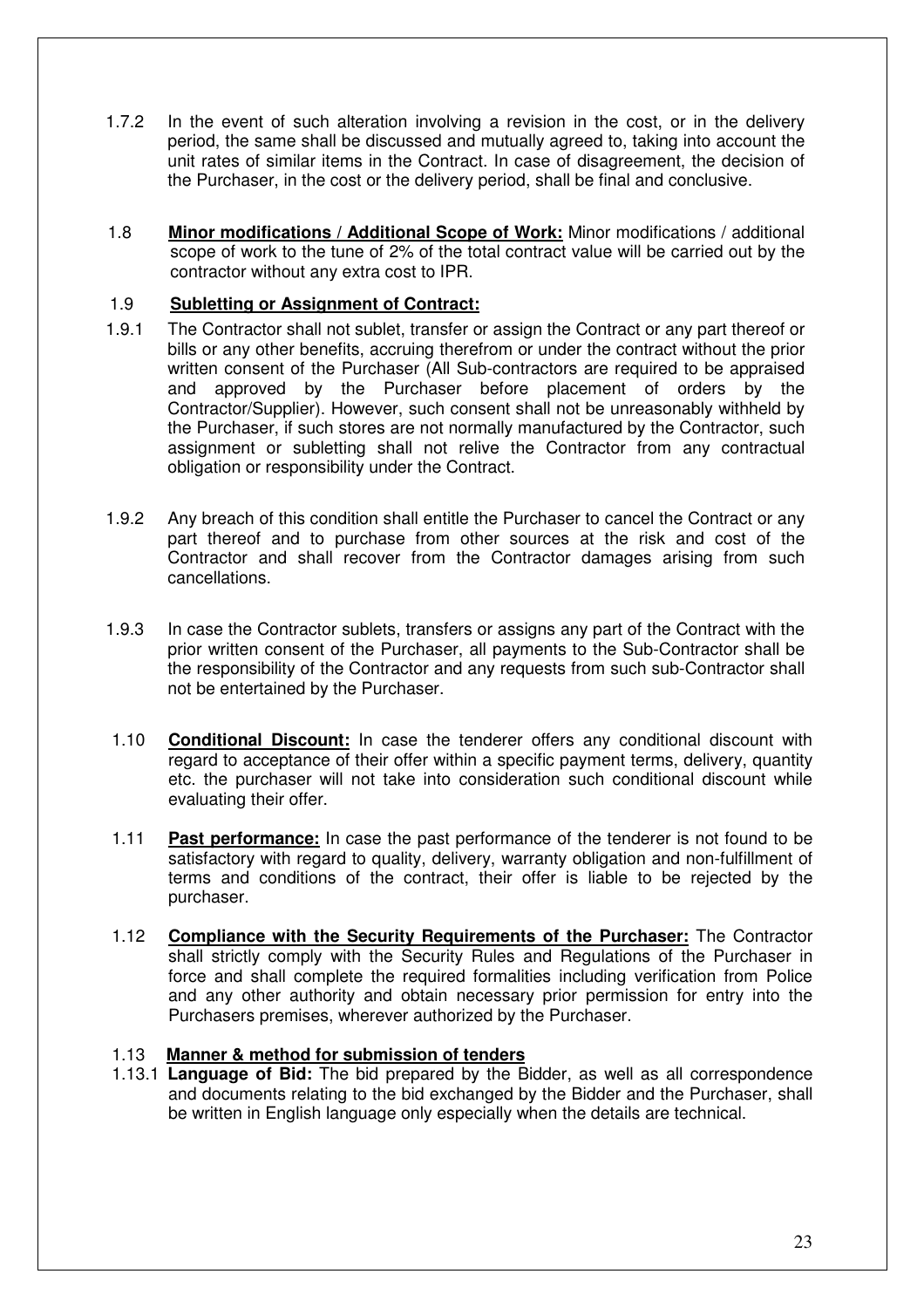1.7.2 In the event of such alteration involving a revision in the cost, or in the delivery period, the same shall be discussed and mutually agreed to, taking into account the unit rates of similar items in the Contract. In case of disagreement, the decision of the Purchaser, in the cost or the delivery period, shall be final and conclusive.

1.8 **Minor modifications / Additional Scope of Work:** Minor modifications / additional scope of work to the tune of 2% of the total contract value will be carried out by the contractor without any extra cost to IPR.

1.9 **Subletting or Assignment of Contract:**

1.9.1 The Contractor shall not sublet, transfer or assign the Contract or any part thereof or bills or any other benefits, accruing therefrom or under the contract without the prior written consent of the Purchaser (All Sub-contractors are required to be appraised and approved by the Purchaser before placement of orders by the Contractor/Supplier). However, such consent shall not be unreasonably withheld by the Purchaser, if such stores are not normally manufactured by the Contractor, such assignment or subletting shall not relive the Contractor from any contractual obligation or responsibility under the Contract.

1.9.2 Any breach of this condition shall entitle the Purchaser to cancel the Contract or any part thereof and to purchase from other sources at the risk and cost of the Contractor and shall recover from the Contractor damages arising from such cancellations.

1.9.3 In case the Contractor sublets, transfers or assigns any part of the Contract with the prior written consent of the Purchaser, all payments to the Sub-Contractor shall be the responsibility of the Contractor and any requests from such sub-Contractor shall not be entertained by the Purchaser.

1.10 **Conditional Discount:** In case the tenderer offers any conditional discount with regard to acceptance of their offer within a specific payment terms, delivery, quantity etc. the purchaser will not take into consideration such conditional discount while evaluating their offer.

1.11 **Past performance:** In case the past performance of the tenderer is not found to be satisfactory with regard to quality, delivery, warranty obligation and non-fulfillment of terms and conditions of the contract, their offer is liable to be rejected by the purchaser.

1.12 **Compliance with the Security Requirements of the Purchaser:** The Contractor shall strictly comply with the Security Rules and Regulations of the Purchaser in force and shall complete the required formalities including verification from Police and any other authority and obtain necessary prior permission for entry into the Purchasers premises, wherever authorized by the Purchaser.

1.13 **Manner & method for submission of tenders**

1.13.1 **Language of Bid:** The bid prepared by the Bidder, as well as all correspondence and documents relating to the bid exchanged by the Bidder and the Purchaser, shall be written in English language only especially when the details are technical.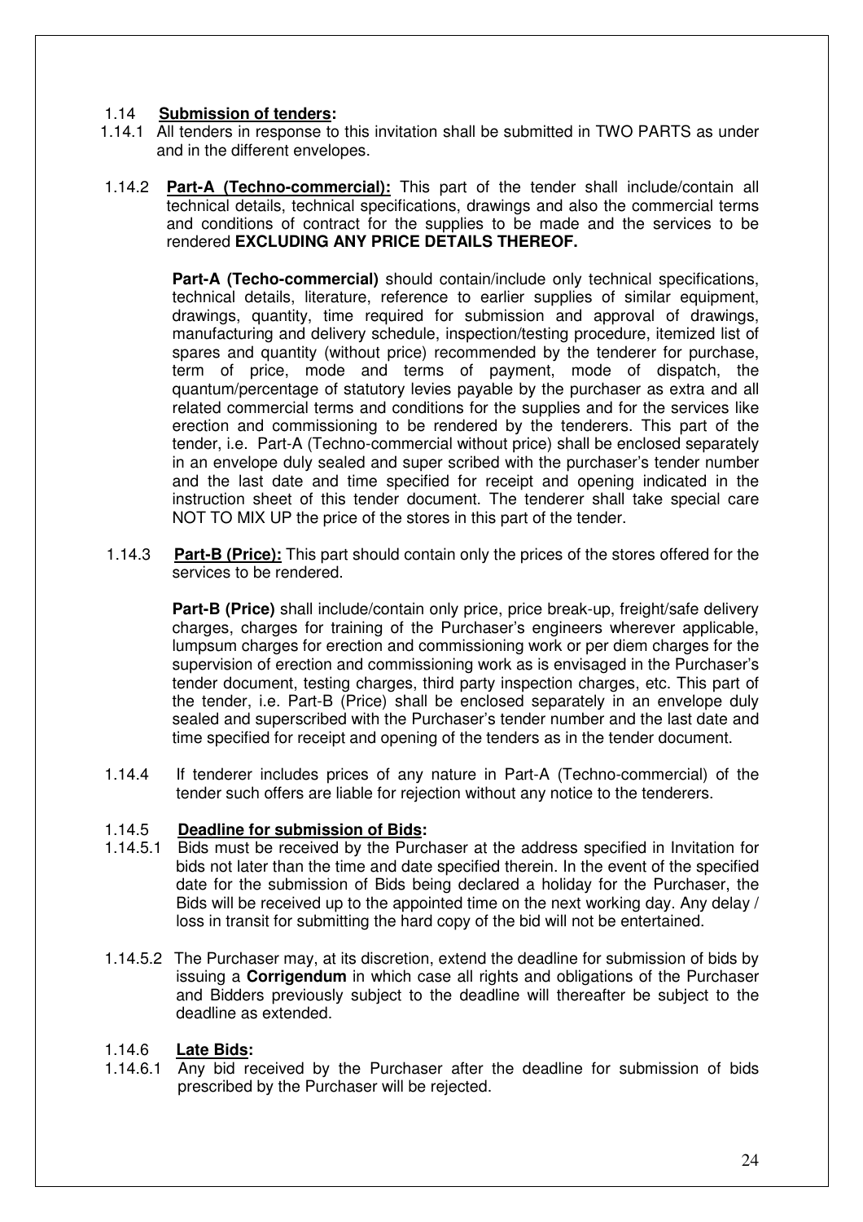### 1.14 **Submission of tenders:**

1.14.1 All tenders in response to this invitation shall be submitted in TWO PARTS as under and in the different envelopes.

1.14.2 **Part-A (Techno-commercial):** This part of the tender shall include/contain all technical details, technical specifications, drawings and also the commercial terms and conditions of contract for the supplies to be made and the services to be rendered **EXCLUDING ANY PRICE DETAILS THEREOF.**

**Part-A (Techo-commercial)** should contain/include only technical specifications, technical details, literature, reference to earlier supplies of similar equipment, drawings, quantity, time required for submission and approval of drawings, manufacturing and delivery schedule, inspection/testing procedure, itemized list of spares and quantity (without price) recommended by the tenderer for purchase, term of price, mode and terms of payment, mode of dispatch, the quantum/percentage of statutory levies payable by the purchaser as extra and all related commercial terms and conditions for the supplies and for the services like erection and commissioning to be rendered by the tenderers. This part of the tender, i.e. Part-A (Techno-commercial without price) shall be enclosed separately in an envelope duly sealed and super scribed with the purchaser's tender number and the last date and time specified for receipt and opening indicated in the instruction sheet of this tender document. The tenderer shall take special care NOT TO MIX UP the price of the stores in this part of the tender.

1.14.3 **Part-B (Price):** This part should contain only the prices of the stores offered for the services to be rendered.

**Part-B (Price)** shall include/contain only price, price break-up, freight/safe delivery charges, charges for training of the Purchaser's engineers wherever applicable, lumpsum charges for erection and commissioning work or per diem charges for the supervision of erection and commissioning work as is envisaged in the Purchaser's tender document, testing charges, third party inspection charges, etc. This part of the tender, i.e. Part-B (Price) shall be enclosed separately in an envelope duly sealed and superscribed with the Purchaser's tender number and the last date and time specified for receipt and opening of the tenders as in the tender document.

1.14.4 If tenderer includes prices of any nature in Part-A (Techno-commercial) of the tender such offers are liable for rejection without any notice to the tenderers.

#### 1.14.5 **Deadline for submission of Bids:**

1.14.5.1 Bids must be received by the Purchaser at the address specified in Invitation for bids not later than the time and date specified therein. In the event of the specified date for the submission of Bids being declared a holiday for the Purchaser, the Bids will be received up to the appointed time on the next working day. Any delay / loss in transit for submitting the hard copy of the bid will not be entertained.

1.14.5.2 The Purchaser may, at its discretion, extend the deadline for submission of bids by issuing a **Corrigendum** in which case all rights and obligations of the Purchaser and Bidders previously subject to the deadline will thereafter be subject to the deadline as extended.

#### 1.14.6 **Late Bids:**

1.14.6.1 Any bid received by the Purchaser after the deadline for submission of bids prescribed by the Purchaser will be rejected.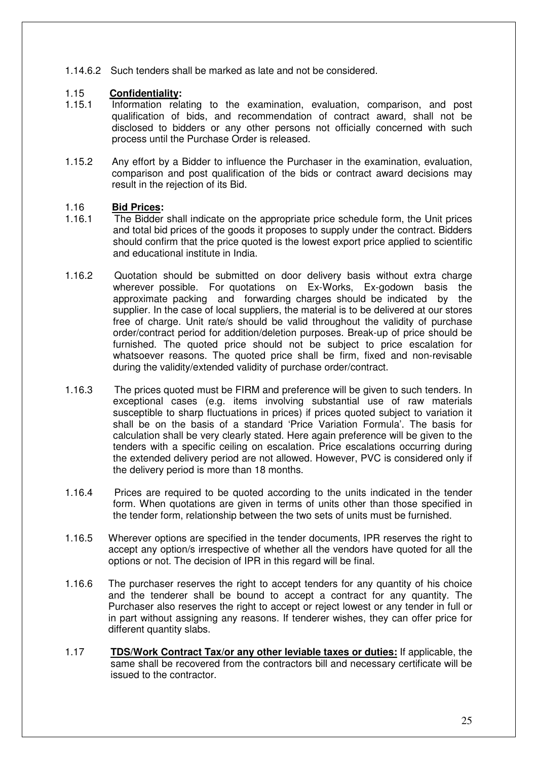1.14.6.2 Such tenders shall be marked as late and not be considered.

1.15 **Confidentiality:**

1.15.1 Information relating to the examination, evaluation, comparison, and post qualification of bids, and recommendation of contract award, shall not be disclosed to bidders or any other persons not officially concerned with such process until the Purchase Order is released.

1.15.2 Any effort by a Bidder to influence the Purchaser in the examination, evaluation, comparison and post qualification of the bids or contract award decisions may result in the rejection of its Bid.

1.16 **Bid Prices:**

1.16.1 The Bidder shall indicate on the appropriate price schedule form, the Unit prices and total bid prices of the goods it proposes to supply under the contract. Bidders should confirm that the price quoted is the lowest export price applied to scientific and educational institute in India.

1.16.2 Quotation should be submitted on door delivery basis without extra charge wherever possible. For quotations on Ex-Works, Ex-godown basis the approximate packing and forwarding charges should be indicated by the supplier. In the case of local suppliers, the material is to be delivered at our stores free of charge. Unit rate/s should be valid throughout the validity of purchase order/contract period for addition/deletion purposes. Break-up of price should be furnished. The quoted price should not be subject to price escalation for whatsoever reasons. The quoted price shall be firm, fixed and non-revisable during the validity/extended validity of purchase order/contract.

1.16.3 The prices quoted must be FIRM and preference will be given to such tenders. In exceptional cases (e.g. items involving substantial use of raw materials susceptible to sharp fluctuations in prices) if prices quoted subject to variation it shall be on the basis of a standard 'Price Variation Formula'. The basis for calculation shall be very clearly stated. Here again preference will be given to the tenders with a specific ceiling on escalation. Price escalations occurring during the extended delivery period are not allowed. However, PVC is considered only if the delivery period is more than 18 months.

1.16.4 Prices are required to be quoted according to the units indicated in the tender form. When quotations are given in terms of units other than those specified in the tender form, relationship between the two sets of units must be furnished.

1.16.5 Wherever options are specified in the tender documents, IPR reserves the right to accept any option/s irrespective of whether all the vendors have quoted for all the options or not. The decision of IPR in this regard will be final.

1.16.6 The purchaser reserves the right to accept tenders for any quantity of his choice and the tenderer shall be bound to accept a contract for any quantity. The Purchaser also reserves the right to accept or reject lowest or any tender in full or in part without assigning any reasons. If tenderer wishes, they can offer price for different quantity slabs.

1.17 **TDS/Work Contract Tax/or any other leviable taxes or duties:** If applicable, the same shall be recovered from the contractors bill and necessary certificate will be issued to the contractor.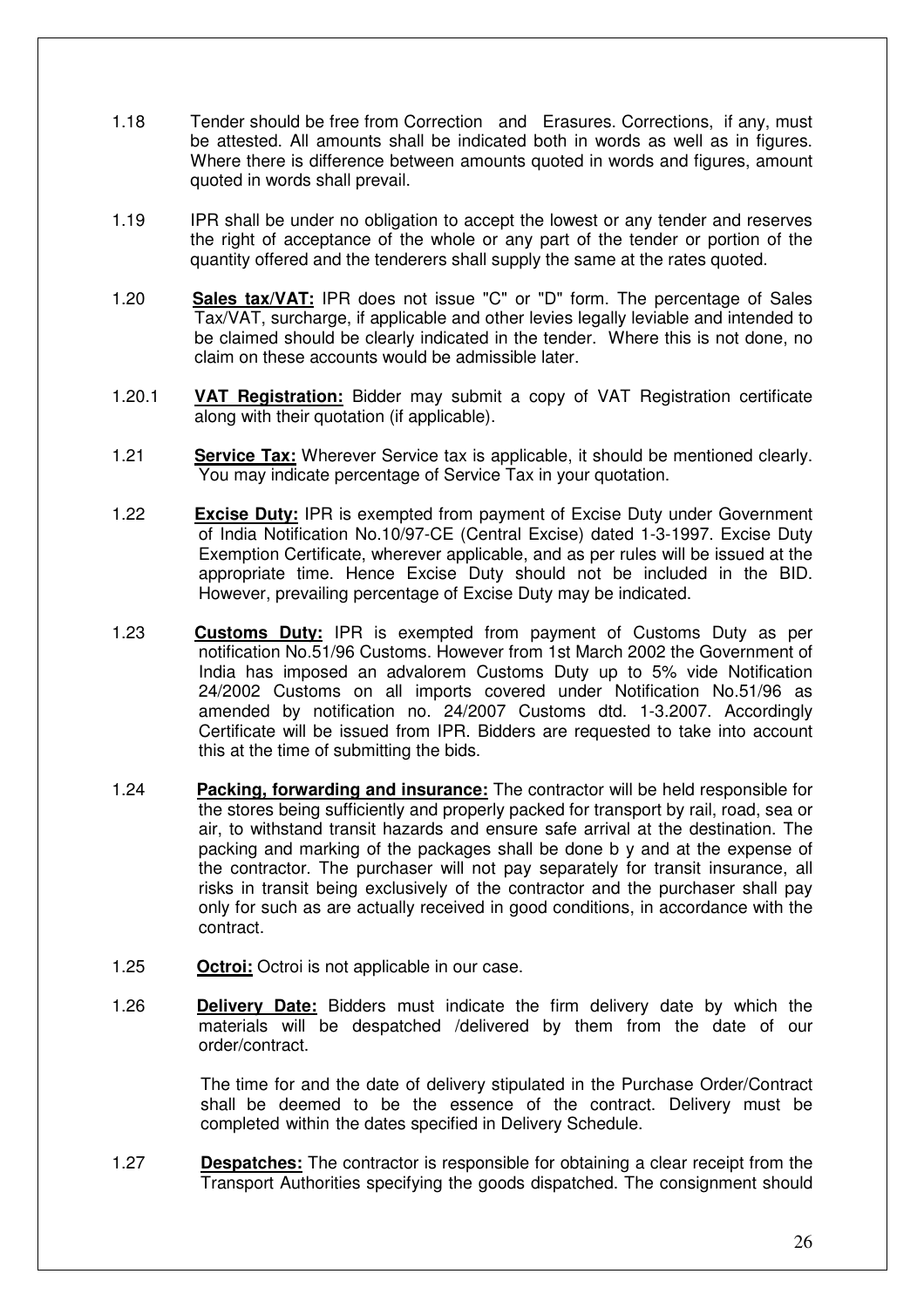1.18 Tender should be free from Correction and Erasures. Corrections, if any, must be attested. All amounts shall be indicated both in words as well as in figures. Where there is difference between amounts quoted in words and figures, amount quoted in words shall prevail.

1.19 IPR shall be under no obligation to accept the lowest or any tender and reserves the right of acceptance of the whole or any part of the tender or portion of the quantity offered and the tenderers shall supply the same at the rates quoted.

1.20 **Sales tax/VAT:** IPR does not issue "C" or "D" form. The percentage of Sales Tax/VAT, surcharge, if applicable and other levies legally leviable and intended to be claimed should be clearly indicated in the tender. Where this is not done, no claim on these accounts would be admissible later.

1.20.1 **VAT Registration:** Bidder may submit a copy of VAT Registration certificate along with their quotation (if applicable).

1.21 **Service Tax:** Wherever Service tax is applicable, it should be mentioned clearly. You may indicate percentage of Service Tax in your quotation.

1.22 **Excise Duty:** IPR is exempted from payment of Excise Duty under Government of India Notification No.10/97-CE (Central Excise) dated 1-3-1997. Excise Duty Exemption Certificate, wherever applicable, and as per rules will be issued at the appropriate time. Hence Excise Duty should not be included in the BID. However, prevailing percentage of Excise Duty may be indicated.

1.23 **Customs Duty:** IPR is exempted from payment of Customs Duty as per notification No.51/96 Customs. However from 1st March 2002 the Government of India has imposed an advalorem Customs Duty up to 5% vide Notification 24/2002 Customs on all imports covered under Notification No.51/96 as amended by notification no. 24/2007 Customs dtd. 1-3.2007. Accordingly Certificate will be issued from IPR. Bidders are requested to take into account this at the time of submitting the bids.

1.24 **Packing, forwarding and insurance:** The contractor will be held responsible for the stores being sufficiently and properly packed for transport by rail, road, sea or air, to withstand transit hazards and ensure safe arrival at the destination. The packing and marking of the packages shall be done b y and at the expense of the contractor. The purchaser will not pay separately for transit insurance, all risks in transit being exclusively of the contractor and the purchaser shall pay only for such as are actually received in good conditions, in accordance with the contract.

1.25 **Octroi:** Octroi is not applicable in our case.

1.26 **Delivery Date:** Bidders must indicate the firm delivery date by which the materials will be despatched /delivered by them from the date of our order/contract.

The time for and the date of delivery stipulated in the Purchase Order/Contract shall be deemed to be the essence of the contract. Delivery must be completed within the dates specified in Delivery Schedule.

1.27 **Despatches:** The contractor is responsible for obtaining a clear receipt from the Transport Authorities specifying the goods dispatched. The consignment should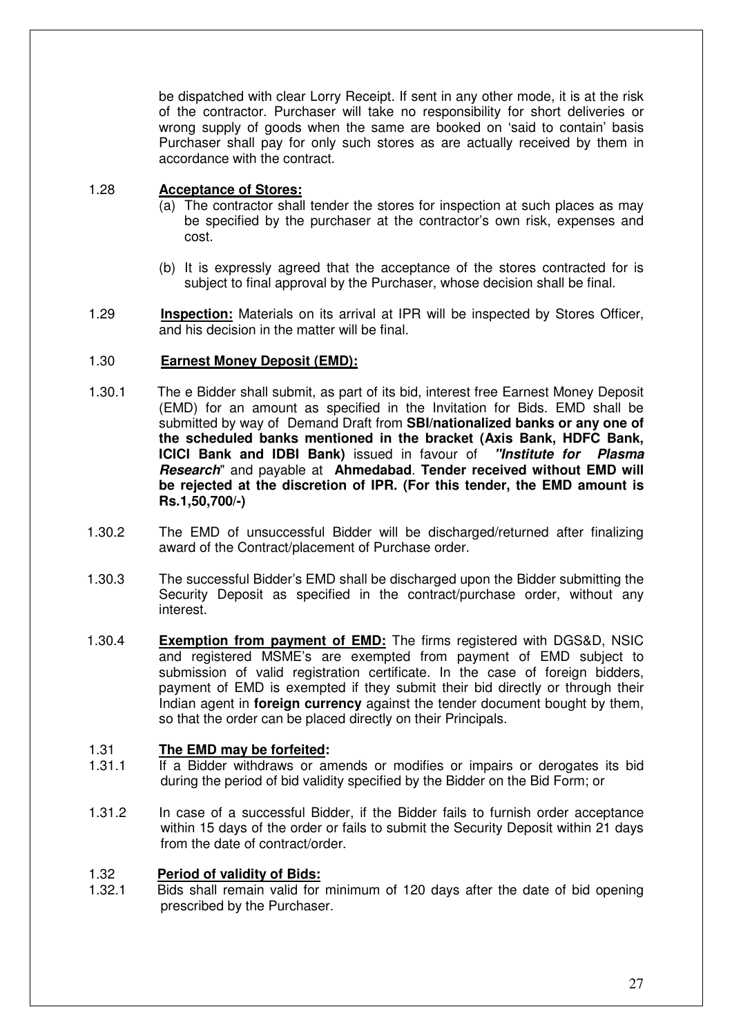be dispatched with clear Lorry Receipt. If sent in any other mode, it is at the risk of the contractor. Purchaser will take no responsibility for short deliveries or wrong supply of goods when the same are booked on 'said to contain' basis Purchaser shall pay for only such stores as are actually received by them in accordance with the contract.

1.28 **Acceptance of Stores:**

(a) The contractor shall tender the stores for inspection at such places as may be specified by the purchaser at the contractor's own risk, expenses and cost.

(b) It is expressly agreed that the acceptance of the stores contracted for is subject to final approval by the Purchaser, whose decision shall be final.

1.29 **Inspection:** Materials on its arrival at IPR will be inspected by Stores Officer, and his decision in the matter will be final.

1.30 **Earnest Money Deposit (EMD):**

1.30.1 The e Bidder shall submit, as part of its bid, interest free Earnest Money Deposit (EMD) for an amount as specified in the Invitation for Bids. EMD shall be submitted by way of Demand Draft from **SBI/nationalized banks or any one of the scheduled banks mentioned in the bracket (Axis Bank, HDFC Bank, ICICI Bank and IDBI Bank)** issued in favour of ***"Institute for Plasma Research"*** and payable at **Ahmedabad**. **Tender received without EMD will be rejected at the discretion of IPR. (For this tender, the EMD amount is Rs.1,50,700/-)**

1.30.2 The EMD of unsuccessful Bidder will be discharged/returned after finalizing award of the Contract/placement of Purchase order.

1.30.3 The successful Bidder's EMD shall be discharged upon the Bidder submitting the Security Deposit as specified in the contract/purchase order, without any interest.

1.30.4 **Exemption from payment of EMD:** The firms registered with DGS&D, NSIC and registered MSME's are exempted from payment of EMD subject to submission of valid registration certificate. In the case of foreign bidders, payment of EMD is exempted if they submit their bid directly or through their Indian agent in **foreign currency** against the tender document bought by them, so that the order can be placed directly on their Principals.

1.31 **The EMD may be forfeited:**

1.31.1 If a Bidder withdraws or amends or modifies or impairs or derogates its bid during the period of bid validity specified by the Bidder on the Bid Form; or

1.31.2 In case of a successful Bidder, if the Bidder fails to furnish order acceptance within 15 days of the order or fails to submit the Security Deposit within 21 days from the date of contract/order.

1.32 **Period of validity of Bids:**

1.32.1 Bids shall remain valid for minimum of 120 days after the date of bid opening prescribed by the Purchaser.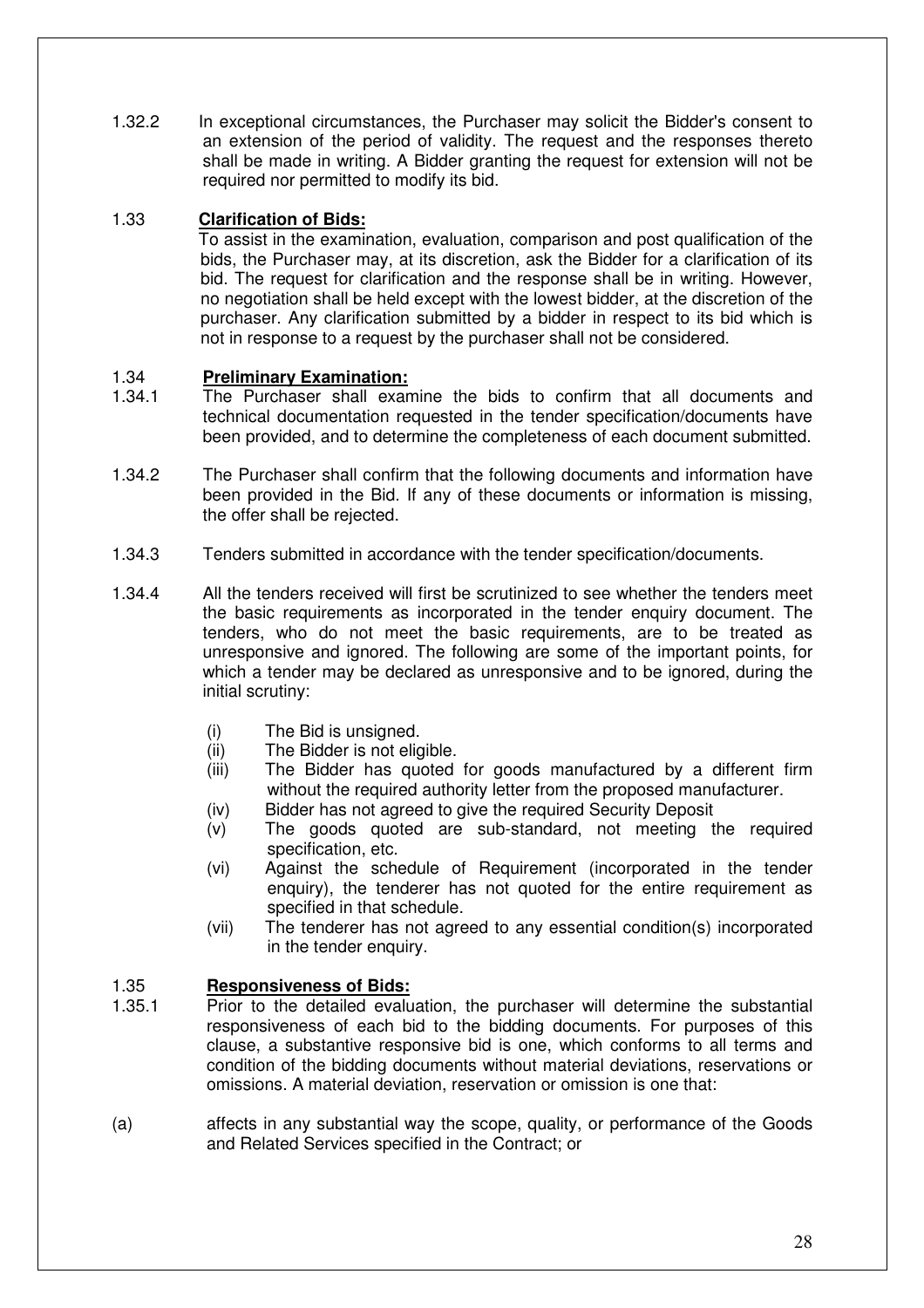1.32.2 In exceptional circumstances, the Purchaser may solicit the Bidder's consent to an extension of the period of validity. The request and the responses thereto shall be made in writing. A Bidder granting the request for extension will not be required nor permitted to modify its bid.

1.33 **Clarification of Bids:**

To assist in the examination, evaluation, comparison and post qualification of the bids, the Purchaser may, at its discretion, ask the Bidder for a clarification of its bid. The request for clarification and the response shall be in writing. However, no negotiation shall be held except with the lowest bidder, at the discretion of the purchaser. Any clarification submitted by a bidder in respect to its bid which is not in response to a request by the purchaser shall not be considered.

1.34 **Preliminary Examination:**

1.34.1 The Purchaser shall examine the bids to confirm that all documents and technical documentation requested in the tender specification/documents have been provided, and to determine the completeness of each document submitted.

1.34.2 The Purchaser shall confirm that the following documents and information have been provided in the Bid. If any of these documents or information is missing, the offer shall be rejected.

1.34.3 Tenders submitted in accordance with the tender specification/documents.

1.34.4 All the tenders received will first be scrutinized to see whether the tenders meet the basic requirements as incorporated in the tender enquiry document. The tenders, who do not meet the basic requirements, are to be treated as unresponsive and ignored. The following are some of the important points, for which a tender may be declared as unresponsive and to be ignored, during the initial scrutiny:

(i) The Bid is unsigned.
(ii) The Bidder is not eligible.
(iii) The Bidder has quoted for goods manufactured by a different firm without the required authority letter from the proposed manufacturer.
(iv) Bidder has not agreed to give the required Security Deposit
(v) The goods quoted are sub-standard, not meeting the required specification, etc.
(vi) Against the schedule of Requirement (incorporated in the tender enquiry), the tenderer has not quoted for the entire requirement as specified in that schedule.
(vii) The tenderer has not agreed to any essential condition(s) incorporated in the tender enquiry.

1.35 **Responsiveness of Bids:**

1.35.1 Prior to the detailed evaluation, the purchaser will determine the substantial responsiveness of each bid to the bidding documents. For purposes of this clause, a substantive responsive bid is one, which conforms to all terms and condition of the bidding documents without material deviations, reservations or omissions. A material deviation, reservation or omission is one that:

(a) affects in any substantial way the scope, quality, or performance of the Goods and Related Services specified in the Contract; or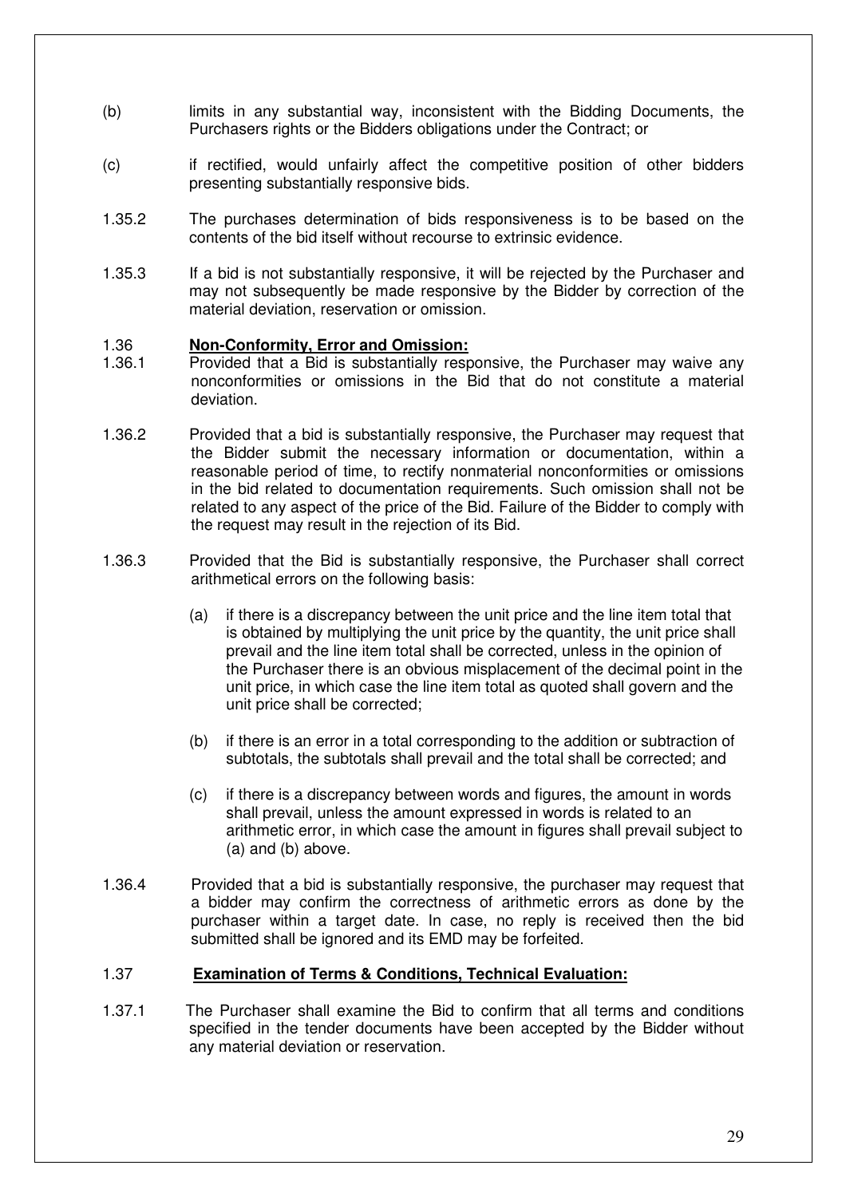(b) limits in any substantial way, inconsistent with the Bidding Documents, the Purchasers rights or the Bidders obligations under the Contract; or

(c) if rectified, would unfairly affect the competitive position of other bidders presenting substantially responsive bids.

1.35.2 The purchases determination of bids responsiveness is to be based on the contents of the bid itself without recourse to extrinsic evidence.

1.35.3 If a bid is not substantially responsive, it will be rejected by the Purchaser and may not subsequently be made responsive by the Bidder by correction of the material deviation, reservation or omission.

1.36 **Non-Conformity, Error and Omission:**

1.36.1 Provided that a Bid is substantially responsive, the Purchaser may waive any nonconformities or omissions in the Bid that do not constitute a material deviation.

1.36.2 Provided that a bid is substantially responsive, the Purchaser may request that the Bidder submit the necessary information or documentation, within a reasonable period of time, to rectify nonmaterial nonconformities or omissions in the bid related to documentation requirements. Such omission shall not be related to any aspect of the price of the Bid. Failure of the Bidder to comply with the request may result in the rejection of its Bid.

1.36.3 Provided that the Bid is substantially responsive, the Purchaser shall correct arithmetical errors on the following basis:

(a) if there is a discrepancy between the unit price and the line item total that is obtained by multiplying the unit price by the quantity, the unit price shall prevail and the line item total shall be corrected, unless in the opinion of the Purchaser there is an obvious misplacement of the decimal point in the unit price, in which case the line item total as quoted shall govern and the unit price shall be corrected;

(b) if there is an error in a total corresponding to the addition or subtraction of subtotals, the subtotals shall prevail and the total shall be corrected; and

(c) if there is a discrepancy between words and figures, the amount in words shall prevail, unless the amount expressed in words is related to an arithmetic error, in which case the amount in figures shall prevail subject to (a) and (b) above.

1.36.4 Provided that a bid is substantially responsive, the purchaser may request that a bidder may confirm the correctness of arithmetic errors as done by the purchaser within a target date. In case, no reply is received then the bid submitted shall be ignored and its EMD may be forfeited.

1.37 **Examination of Terms & Conditions, Technical Evaluation:**

1.37.1 The Purchaser shall examine the Bid to confirm that all terms and conditions specified in the tender documents have been accepted by the Bidder without any material deviation or reservation.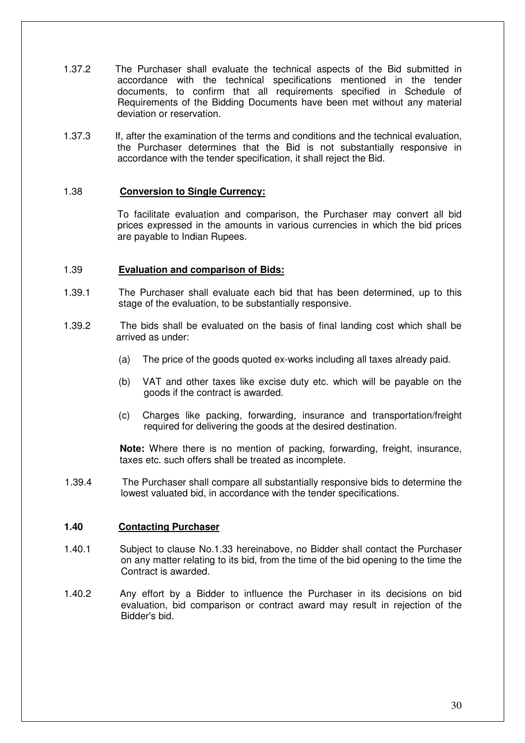1.37.2 The Purchaser shall evaluate the technical aspects of the Bid submitted in accordance with the technical specifications mentioned in the tender documents, to confirm that all requirements specified in Schedule of Requirements of the Bidding Documents have been met without any material deviation or reservation.

1.37.3 If, after the examination of the terms and conditions and the technical evaluation, the Purchaser determines that the Bid is not substantially responsive in accordance with the tender specification, it shall reject the Bid.

1.38 **Conversion to Single Currency:**

To facilitate evaluation and comparison, the Purchaser may convert all bid prices expressed in the amounts in various currencies in which the bid prices are payable to Indian Rupees.

1.39 **Evaluation and comparison of Bids:**

1.39.1 The Purchaser shall evaluate each bid that has been determined, up to this stage of the evaluation, to be substantially responsive.

1.39.2 The bids shall be evaluated on the basis of final landing cost which shall be arrived as under:

(a) The price of the goods quoted ex-works including all taxes already paid.

(b) VAT and other taxes like excise duty etc. which will be payable on the goods if the contract is awarded.

(c) Charges like packing, forwarding, insurance and transportation/freight required for delivering the goods at the desired destination.

**Note:** Where there is no mention of packing, forwarding, freight, insurance, taxes etc. such offers shall be treated as incomplete.

1.39.4 The Purchaser shall compare all substantially responsive bids to determine the lowest valuated bid, in accordance with the tender specifications.

**1.40 Contacting Purchaser**

1.40.1 Subject to clause No.1.33 hereinabove, no Bidder shall contact the Purchaser on any matter relating to its bid, from the time of the bid opening to the time the Contract is awarded.

1.40.2 Any effort by a Bidder to influence the Purchaser in its decisions on bid evaluation, bid comparison or contract award may result in rejection of the Bidder's bid.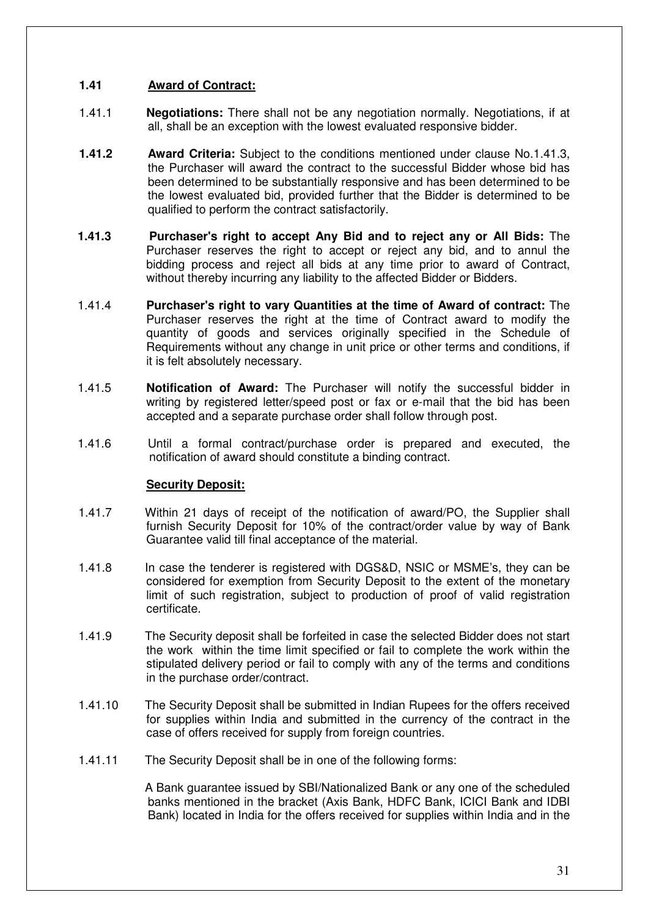**1.41 Award of Contract:**

1.41.1 **Negotiations:** There shall not be any negotiation normally. Negotiations, if at all, shall be an exception with the lowest evaluated responsive bidder.

**1.41.2 Award Criteria:** Subject to the conditions mentioned under clause No.1.41.3, the Purchaser will award the contract to the successful Bidder whose bid has been determined to be substantially responsive and has been determined to be the lowest evaluated bid, provided further that the Bidder is determined to be qualified to perform the contract satisfactorily.

**1.41.3 Purchaser's right to accept Any Bid and to reject any or All Bids:** The Purchaser reserves the right to accept or reject any bid, and to annul the bidding process and reject all bids at any time prior to award of Contract, without thereby incurring any liability to the affected Bidder or Bidders.

1.41.4 **Purchaser's right to vary Quantities at the time of Award of contract:** The Purchaser reserves the right at the time of Contract award to modify the quantity of goods and services originally specified in the Schedule of Requirements without any change in unit price or other terms and conditions, if it is felt absolutely necessary.

1.41.5 **Notification of Award:** The Purchaser will notify the successful bidder in writing by registered letter/speed post or fax or e-mail that the bid has been accepted and a separate purchase order shall follow through post.

1.41.6 Until a formal contract/purchase order is prepared and executed, the notification of award should constitute a binding contract.

**Security Deposit:**

1.41.7 Within 21 days of receipt of the notification of award/PO, the Supplier shall furnish Security Deposit for 10% of the contract/order value by way of Bank Guarantee valid till final acceptance of the material.

1.41.8 In case the tenderer is registered with DGS&D, NSIC or MSME's, they can be considered for exemption from Security Deposit to the extent of the monetary limit of such registration, subject to production of proof of valid registration certificate.

1.41.9 The Security deposit shall be forfeited in case the selected Bidder does not start the work within the time limit specified or fail to complete the work within the stipulated delivery period or fail to comply with any of the terms and conditions in the purchase order/contract.

1.41.10 The Security Deposit shall be submitted in Indian Rupees for the offers received for supplies within India and submitted in the currency of the contract in the case of offers received for supply from foreign countries.

1.41.11 The Security Deposit shall be in one of the following forms:

A Bank guarantee issued by SBI/Nationalized Bank or any one of the scheduled banks mentioned in the bracket (Axis Bank, HDFC Bank, ICICI Bank and IDBI Bank) located in India for the offers received for supplies within India and in the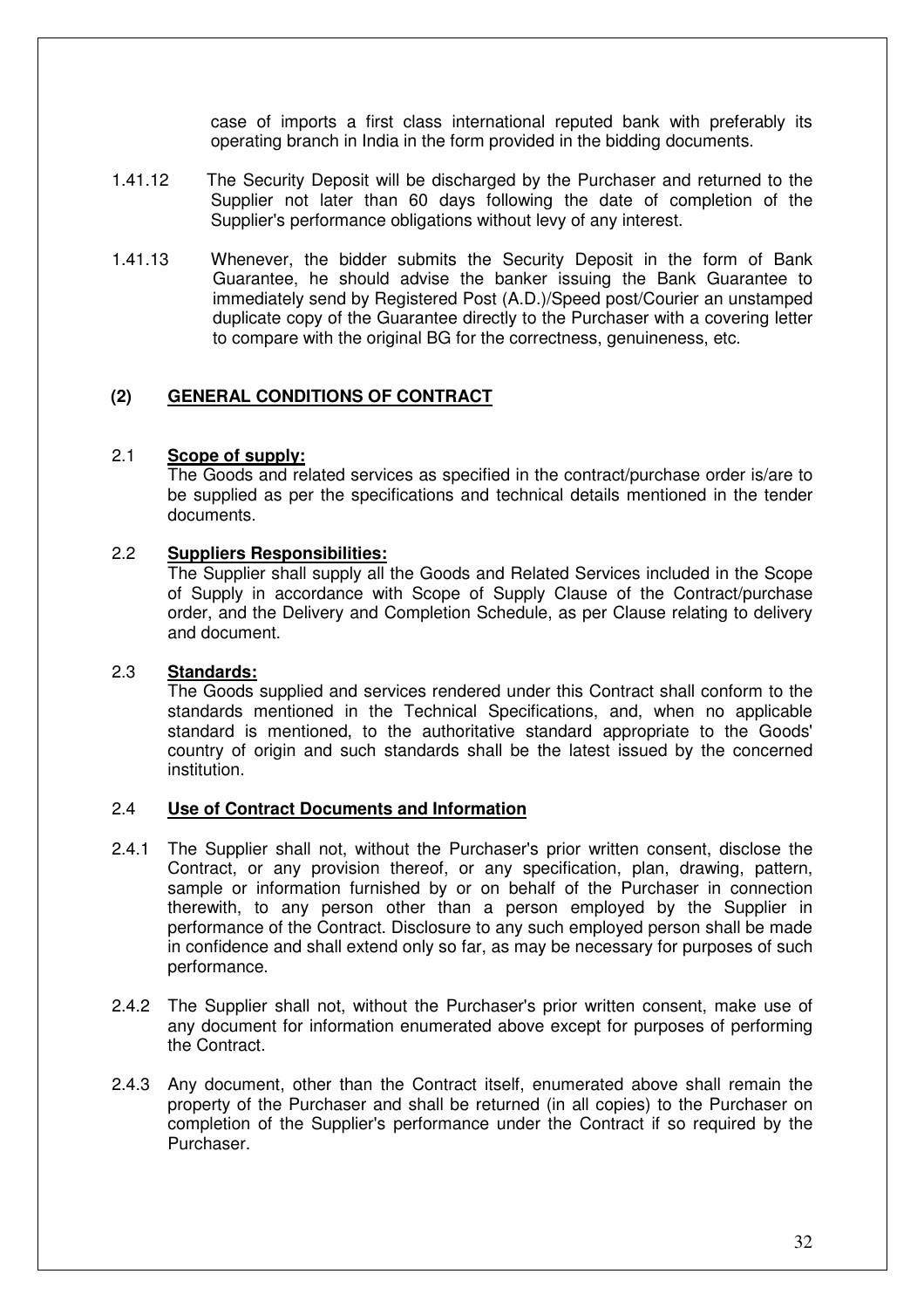case of imports a first class international reputed bank with preferably its operating branch in India in the form provided in the bidding documents.

1.41.12 The Security Deposit will be discharged by the Purchaser and returned to the Supplier not later than 60 days following the date of completion of the Supplier's performance obligations without levy of any interest.

1.41.13 Whenever, the bidder submits the Security Deposit in the form of Bank Guarantee, he should advise the banker issuing the Bank Guarantee to immediately send by Registered Post (A.D.)/Speed post/Courier an unstamped duplicate copy of the Guarantee directly to the Purchaser with a covering letter to compare with the original BG for the correctness, genuineness, etc.

## (2) GENERAL CONDITIONS OF CONTRACT

### 2.1 Scope of supply:

The Goods and related services as specified in the contract/purchase order is/are to be supplied as per the specifications and technical details mentioned in the tender documents.

### 2.2 Suppliers Responsibilities:

The Supplier shall supply all the Goods and Related Services included in the Scope of Supply in accordance with Scope of Supply Clause of the Contract/purchase order, and the Delivery and Completion Schedule, as per Clause relating to delivery and document.

### 2.3 Standards:

The Goods supplied and services rendered under this Contract shall conform to the standards mentioned in the Technical Specifications, and, when no applicable standard is mentioned, to the authoritative standard appropriate to the Goods' country of origin and such standards shall be the latest issued by the concerned institution.

### 2.4 Use of Contract Documents and Information

2.4.1 The Supplier shall not, without the Purchaser's prior written consent, disclose the Contract, or any provision thereof, or any specification, plan, drawing, pattern, sample or information furnished by or on behalf of the Purchaser in connection therewith, to any person other than a person employed by the Supplier in performance of the Contract. Disclosure to any such employed person shall be made in confidence and shall extend only so far, as may be necessary for purposes of such performance.

2.4.2 The Supplier shall not, without the Purchaser's prior written consent, make use of any document for information enumerated above except for purposes of performing the Contract.

2.4.3 Any document, other than the Contract itself, enumerated above shall remain the property of the Purchaser and shall be returned (in all copies) to the Purchaser on completion of the Supplier's performance under the Contract if so required by the Purchaser.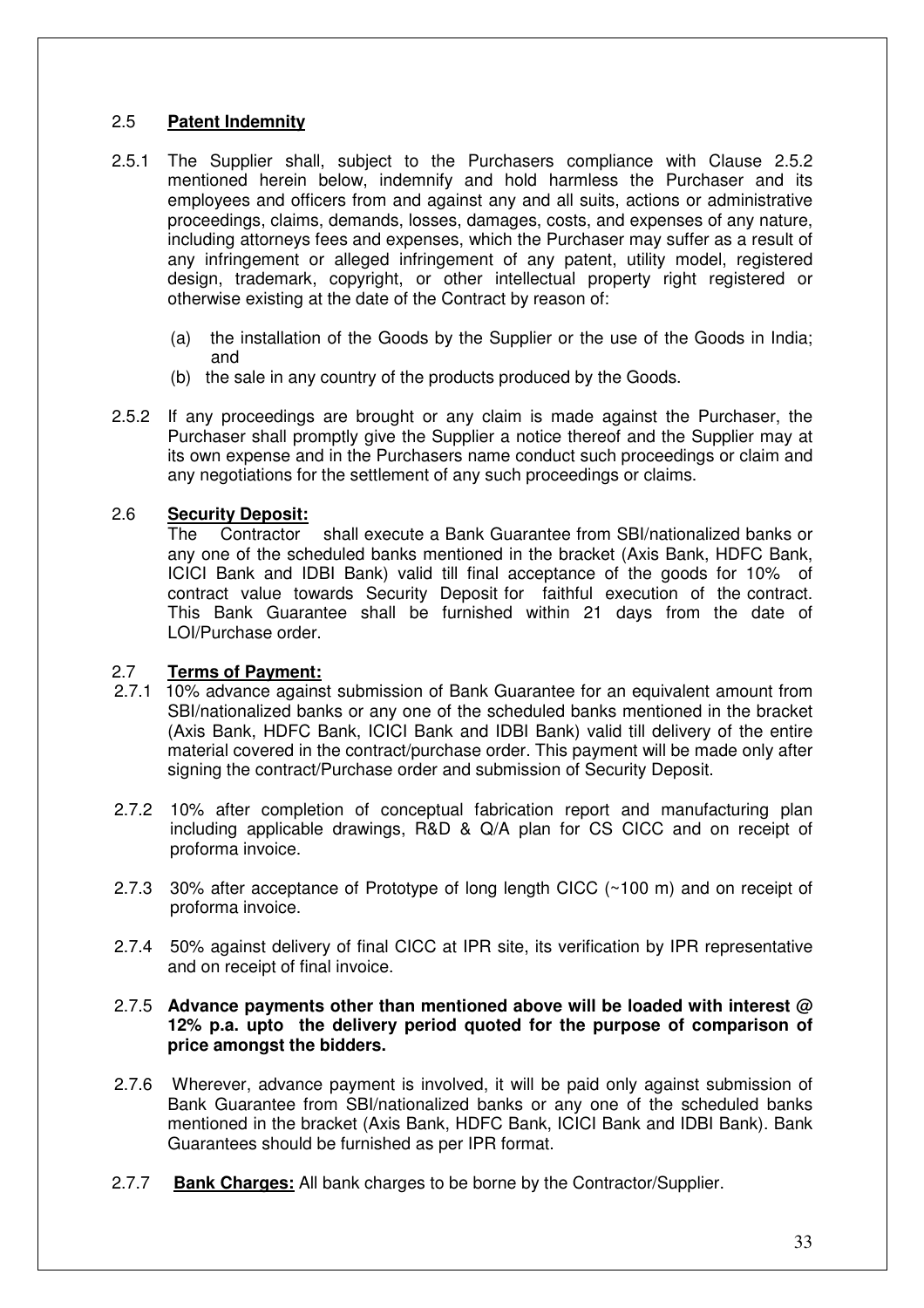## 2.5 **Patent Indemnity**

2.5.1 The Supplier shall, subject to the Purchasers compliance with Clause 2.5.2 mentioned herein below, indemnify and hold harmless the Purchaser and its employees and officers from and against any and all suits, actions or administrative proceedings, claims, demands, losses, damages, costs, and expenses of any nature, including attorneys fees and expenses, which the Purchaser may suffer as a result of any infringement or alleged infringement of any patent, utility model, registered design, trademark, copyright, or other intellectual property right registered or otherwise existing at the date of the Contract by reason of:

(a) the installation of the Goods by the Supplier or the use of the Goods in India; and

(b) the sale in any country of the products produced by the Goods.

2.5.2 If any proceedings are brought or any claim is made against the Purchaser, the Purchaser shall promptly give the Supplier a notice thereof and the Supplier may at its own expense and in the Purchasers name conduct such proceedings or claim and any negotiations for the settlement of any such proceedings or claims.

## 2.6 **Security Deposit:**

The Contractor shall execute a Bank Guarantee from SBI/nationalized banks or any one of the scheduled banks mentioned in the bracket (Axis Bank, HDFC Bank, ICICI Bank and IDBI Bank) valid till final acceptance of the goods for 10% of contract value towards Security Deposit for faithful execution of the contract. This Bank Guarantee shall be furnished within 21 days from the date of LOI/Purchase order.

## 2.7 **Terms of Payment:**

2.7.1 10% advance against submission of Bank Guarantee for an equivalent amount from SBI/nationalized banks or any one of the scheduled banks mentioned in the bracket (Axis Bank, HDFC Bank, ICICI Bank and IDBI Bank) valid till delivery of the entire material covered in the contract/purchase order. This payment will be made only after signing the contract/Purchase order and submission of Security Deposit.

2.7.2 10% after completion of conceptual fabrication report and manufacturing plan including applicable drawings, R&D & Q/A plan for CS CICC and on receipt of proforma invoice.

2.7.3 30% after acceptance of Prototype of long length CICC (~100 m) and on receipt of proforma invoice.

2.7.4 50% against delivery of final CICC at IPR site, its verification by IPR representative and on receipt of final invoice.

2.7.5 **Advance payments other than mentioned above will be loaded with interest @ 12% p.a. upto the delivery period quoted for the purpose of comparison of price amongst the bidders.**

2.7.6 Wherever, advance payment is involved, it will be paid only against submission of Bank Guarantee from SBI/nationalized banks or any one of the scheduled banks mentioned in the bracket (Axis Bank, HDFC Bank, ICICI Bank and IDBI Bank). Bank Guarantees should be furnished as per IPR format.

2.7.7 **Bank Charges:** All bank charges to be borne by the Contractor/Supplier.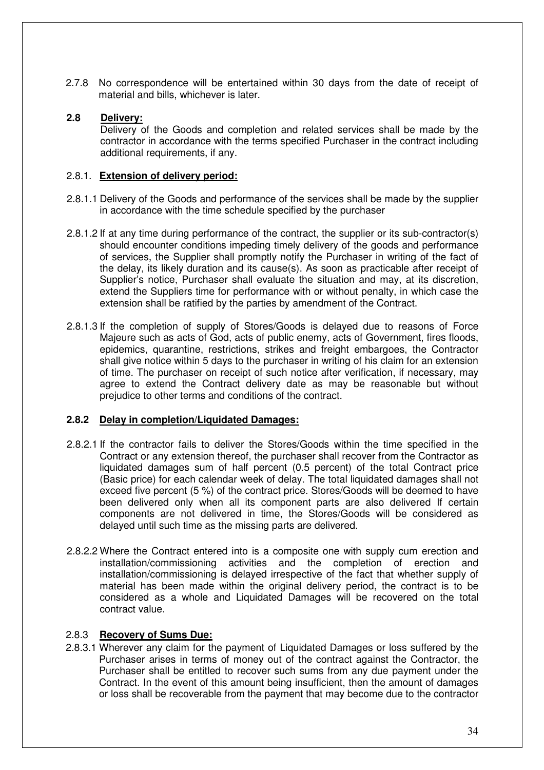2.7.8 No correspondence will be entertained within 30 days from the date of receipt of material and bills, whichever is later.

### 2.8 Delivery:

Delivery of the Goods and completion and related services shall be made by the contractor in accordance with the terms specified Purchaser in the contract including additional requirements, if any.

#### 2.8.1. Extension of delivery period:

2.8.1.1 Delivery of the Goods and performance of the services shall be made by the supplier in accordance with the time schedule specified by the purchaser

2.8.1.2 If at any time during performance of the contract, the supplier or its sub-contractor(s) should encounter conditions impeding timely delivery of the goods and performance of services, the Supplier shall promptly notify the Purchaser in writing of the fact of the delay, its likely duration and its cause(s). As soon as practicable after receipt of Supplier's notice, Purchaser shall evaluate the situation and may, at its discretion, extend the Suppliers time for performance with or without penalty, in which case the extension shall be ratified by the parties by amendment of the Contract.

2.8.1.3 If the completion of supply of Stores/Goods is delayed due to reasons of Force Majeure such as acts of God, acts of public enemy, acts of Government, fires floods, epidemics, quarantine, restrictions, strikes and freight embargoes, the Contractor shall give notice within 5 days to the purchaser in writing of his claim for an extension of time. The purchaser on receipt of such notice after verification, if necessary, may agree to extend the Contract delivery date as may be reasonable but without prejudice to other terms and conditions of the contract.

#### 2.8.2 Delay in completion/Liquidated Damages:

2.8.2.1 If the contractor fails to deliver the Stores/Goods within the time specified in the Contract or any extension thereof, the purchaser shall recover from the Contractor as liquidated damages sum of half percent (0.5 percent) of the total Contract price (Basic price) for each calendar week of delay. The total liquidated damages shall not exceed five percent (5 %) of the contract price. Stores/Goods will be deemed to have been delivered only when all its component parts are also delivered If certain components are not delivered in time, the Stores/Goods will be considered as delayed until such time as the missing parts are delivered.

2.8.2.2 Where the Contract entered into is a composite one with supply cum erection and installation/commissioning activities and the completion of erection and installation/commissioning is delayed irrespective of the fact that whether supply of material has been made within the original delivery period, the contract is to be considered as a whole and Liquidated Damages will be recovered on the total contract value.

#### 2.8.3 Recovery of Sums Due:

2.8.3.1 Wherever any claim for the payment of Liquidated Damages or loss suffered by the Purchaser arises in terms of money out of the contract against the Contractor, the Purchaser shall be entitled to recover such sums from any due payment under the Contract. In the event of this amount being insufficient, then the amount of damages or loss shall be recoverable from the payment that may become due to the contractor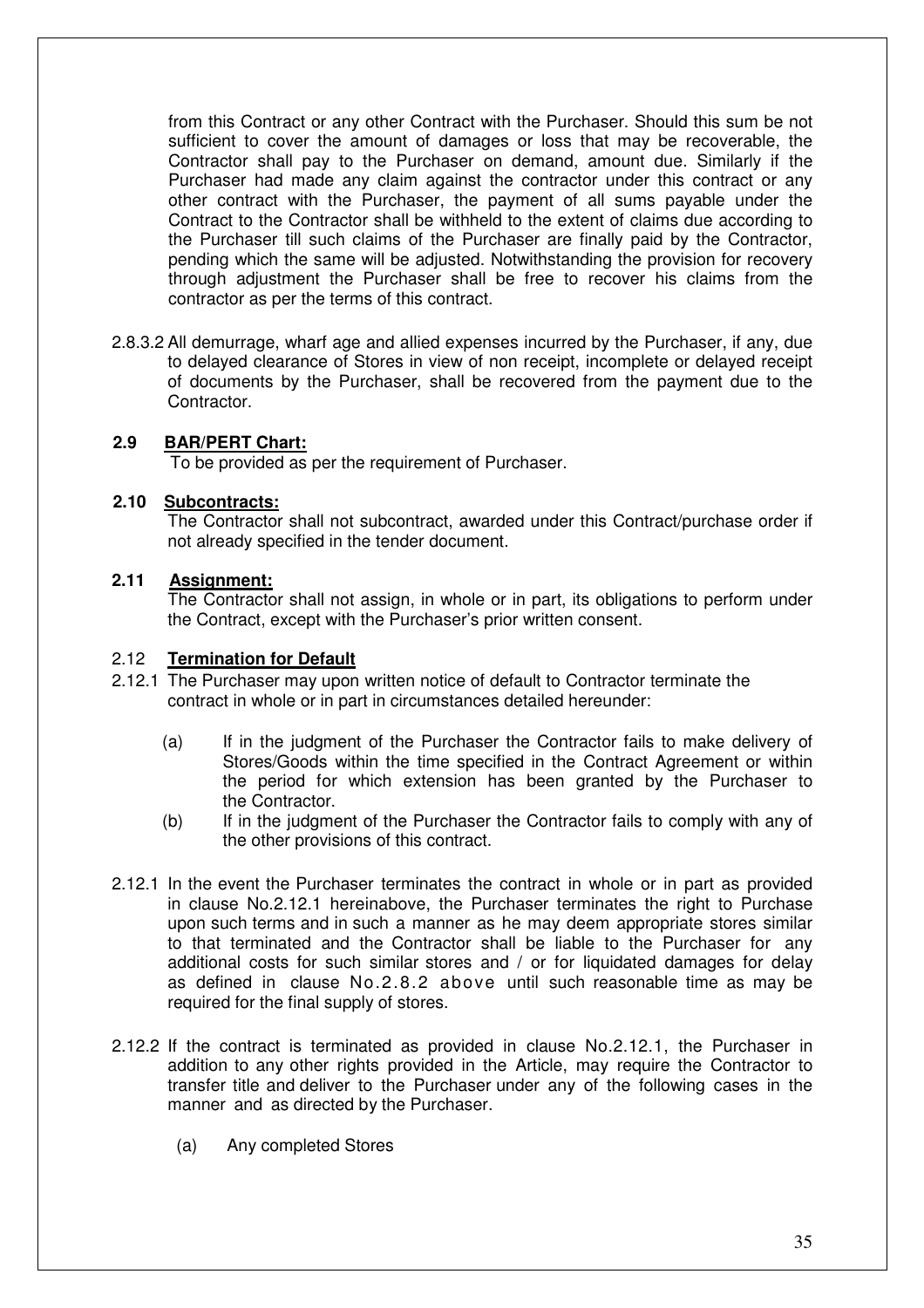from this Contract or any other Contract with the Purchaser. Should this sum be not sufficient to cover the amount of damages or loss that may be recoverable, the Contractor shall pay to the Purchaser on demand, amount due. Similarly if the Purchaser had made any claim against the contractor under this contract or any other contract with the Purchaser, the payment of all sums payable under the Contract to the Contractor shall be withheld to the extent of claims due according to the Purchaser till such claims of the Purchaser are finally paid by the Contractor, pending which the same will be adjusted. Notwithstanding the provision for recovery through adjustment the Purchaser shall be free to recover his claims from the contractor as per the terms of this contract.

2.8.3.2 All demurrage, wharf age and allied expenses incurred by the Purchaser, if any, due to delayed clearance of Stores in view of non receipt, incomplete or delayed receipt of documents by the Purchaser, shall be recovered from the payment due to the Contractor.

**2.9 BAR/PERT Chart:**

To be provided as per the requirement of Purchaser.

**2.10 Subcontracts:**

The Contractor shall not subcontract, awarded under this Contract/purchase order if not already specified in the tender document.

**2.11 Assignment:**

The Contractor shall not assign, in whole or in part, its obligations to perform under the Contract, except with the Purchaser's prior written consent.

2.12 **Termination for Default**

2.12.1 The Purchaser may upon written notice of default to Contractor terminate the contract in whole or in part in circumstances detailed hereunder:

(a) If in the judgment of the Purchaser the Contractor fails to make delivery of Stores/Goods within the time specified in the Contract Agreement or within the period for which extension has been granted by the Purchaser to the Contractor.

(b) If in the judgment of the Purchaser the Contractor fails to comply with any of the other provisions of this contract.

2.12.1 In the event the Purchaser terminates the contract in whole or in part as provided in clause No.2.12.1 hereinabove, the Purchaser terminates the right to Purchase upon such terms and in such a manner as he may deem appropriate stores similar to that terminated and the Contractor shall be liable to the Purchaser for any additional costs for such similar stores and / or for liquidated damages for delay as defined in clause No.2.8.2 above until such reasonable time as may be required for the final supply of stores.

2.12.2 If the contract is terminated as provided in clause No.2.12.1, the Purchaser in addition to any other rights provided in the Article, may require the Contractor to transfer title and deliver to the Purchaser under any of the following cases in the manner and as directed by the Purchaser.

(a) Any completed Stores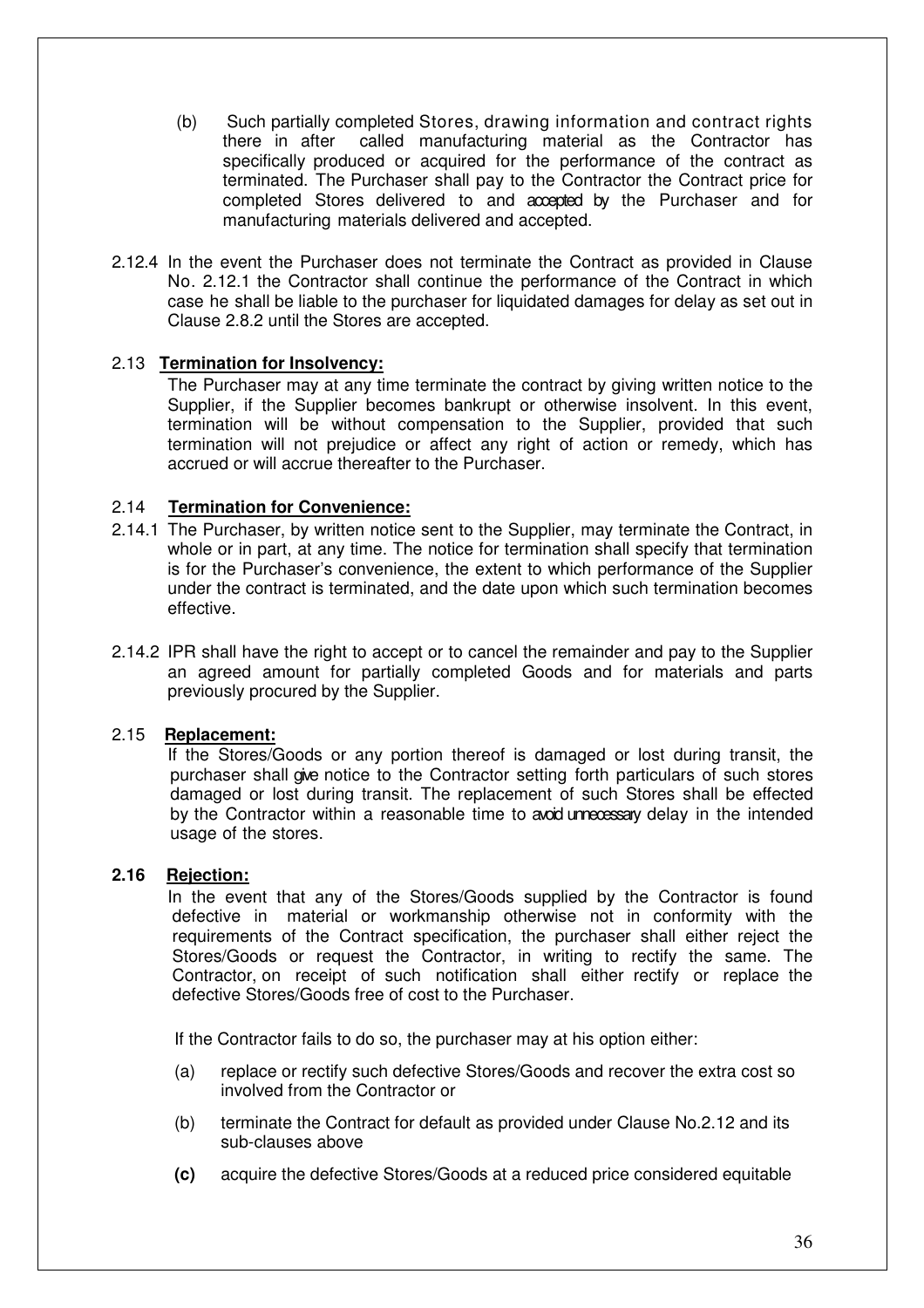(b) Such partially completed Stores, drawing information and contract rights there in after called manufacturing material as the Contractor has specifically produced or acquired for the performance of the contract as terminated. The Purchaser shall pay to the Contractor the Contract price for completed Stores delivered to and accepted by the Purchaser and for manufacturing materials delivered and accepted.

2.12.4 In the event the Purchaser does not terminate the Contract as provided in Clause No. 2.12.1 the Contractor shall continue the performance of the Contract in which case he shall be liable to the purchaser for liquidated damages for delay as set out in Clause 2.8.2 until the Stores are accepted.

2.13 **Termination for Insolvency:**

The Purchaser may at any time terminate the contract by giving written notice to the Supplier, if the Supplier becomes bankrupt or otherwise insolvent. In this event, termination will be without compensation to the Supplier, provided that such termination will not prejudice or affect any right of action or remedy, which has accrued or will accrue thereafter to the Purchaser.

2.14 **Termination for Convenience:**

2.14.1 The Purchaser, by written notice sent to the Supplier, may terminate the Contract, in whole or in part, at any time. The notice for termination shall specify that termination is for the Purchaser's convenience, the extent to which performance of the Supplier under the contract is terminated, and the date upon which such termination becomes effective.

2.14.2 IPR shall have the right to accept or to cancel the remainder and pay to the Supplier an agreed amount for partially completed Goods and for materials and parts previously procured by the Supplier.

2.15 **Replacement:**

If the Stores/Goods or any portion thereof is damaged or lost during transit, the purchaser shall give notice to the Contractor setting forth particulars of such stores damaged or lost during transit. The replacement of such Stores shall be effected by the Contractor within a reasonable time to avoid unnecessary delay in the intended usage of the stores.

**2.16 Rejection:**

In the event that any of the Stores/Goods supplied by the Contractor is found defective in material or workmanship otherwise not in conformity with the requirements of the Contract specification, the purchaser shall either reject the Stores/Goods or request the Contractor, in writing to rectify the same. The Contractor, on receipt of such notification shall either rectify or replace the defective Stores/Goods free of cost to the Purchaser.

If the Contractor fails to do so, the purchaser may at his option either:

(a) replace or rectify such defective Stores/Goods and recover the extra cost so involved from the Contractor or

(b) terminate the Contract for default as provided under Clause No.2.12 and its sub-clauses above

**(c)** acquire the defective Stores/Goods at a reduced price considered equitable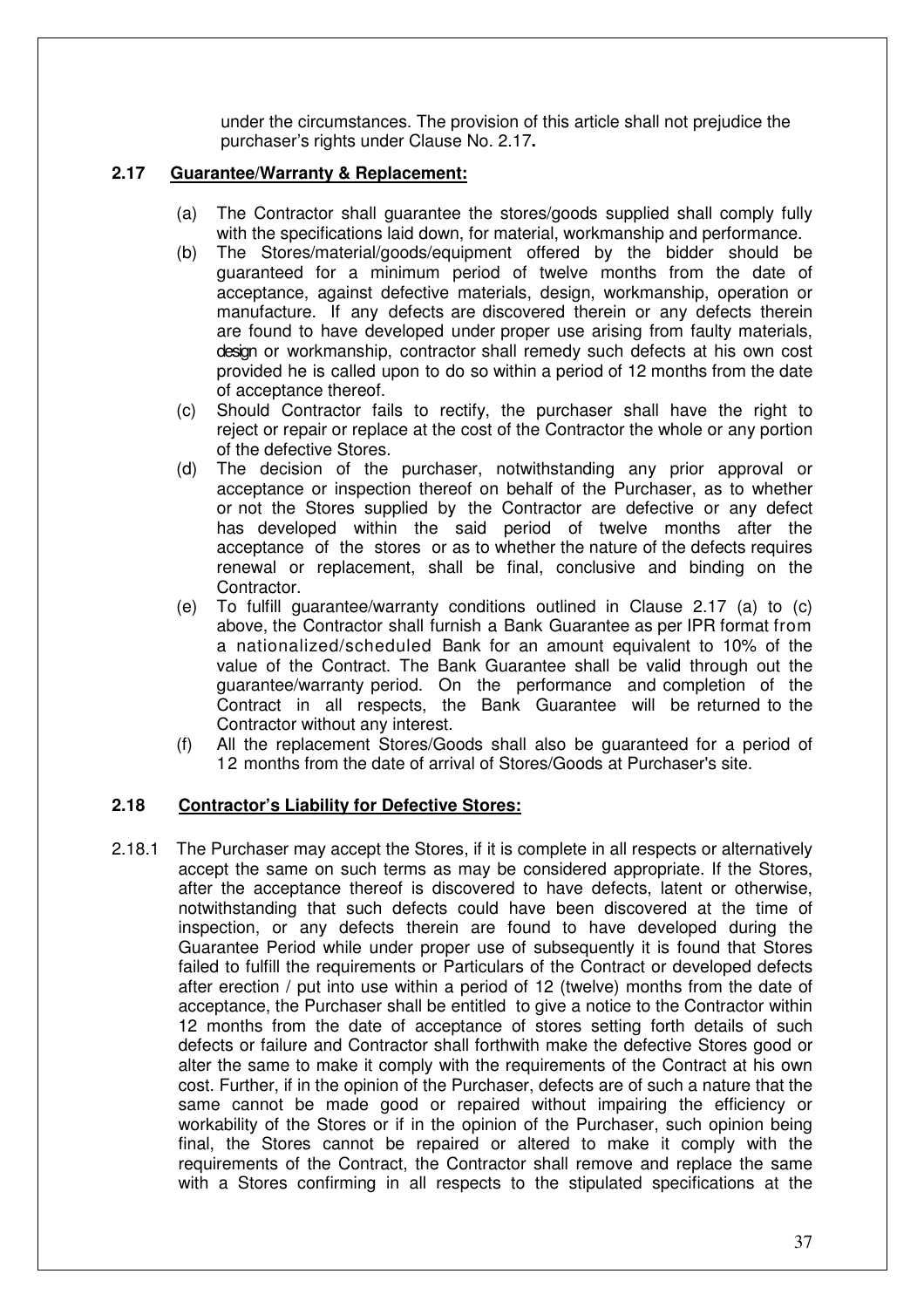under the circumstances. The provision of this article shall not prejudice the purchaser's rights under Clause No. 2.17**.**

## 2.17 Guarantee/Warranty & Replacement:

(a) The Contractor shall guarantee the stores/goods supplied shall comply fully with the specifications laid down, for material, workmanship and performance.

(b) The Stores/material/goods/equipment offered by the bidder should be guaranteed for a minimum period of twelve months from the date of acceptance, against defective materials, design, workmanship, operation or manufacture. If any defects are discovered therein or any defects therein are found to have developed under proper use arising from faulty materials, design or workmanship, contractor shall remedy such defects at his own cost provided he is called upon to do so within a period of 12 months from the date of acceptance thereof.

(c) Should Contractor fails to rectify, the purchaser shall have the right to reject or repair or replace at the cost of the Contractor the whole or any portion of the defective Stores.

(d) The decision of the purchaser, notwithstanding any prior approval or acceptance or inspection thereof on behalf of the Purchaser, as to whether or not the Stores supplied by the Contractor are defective or any defect has developed within the said period of twelve months after the acceptance of the stores or as to whether the nature of the defects requires renewal or replacement, shall be final, conclusive and binding on the Contractor.

(e) To fulfill guarantee/warranty conditions outlined in Clause 2.17 (a) to (c) above, the Contractor shall furnish a Bank Guarantee as per IPR format from a nationalized/scheduled Bank for an amount equivalent to 10% of the value of the Contract. The Bank Guarantee shall be valid through out the guarantee/warranty period. On the performance and completion of the Contract in all respects, the Bank Guarantee will be returned to the Contractor without any interest.

(f) All the replacement Stores/Goods shall also be guaranteed for a period of 12 months from the date of arrival of Stores/Goods at Purchaser's site.

## 2.18 Contractor's Liability for Defective Stores:

2.18.1 The Purchaser may accept the Stores, if it is complete in all respects or alternatively accept the same on such terms as may be considered appropriate. If the Stores, after the acceptance thereof is discovered to have defects, latent or otherwise, notwithstanding that such defects could have been discovered at the time of inspection, or any defects therein are found to have developed during the Guarantee Period while under proper use of subsequently it is found that Stores failed to fulfill the requirements or Particulars of the Contract or developed defects after erection / put into use within a period of 12 (twelve) months from the date of acceptance, the Purchaser shall be entitled to give a notice to the Contractor within 12 months from the date of acceptance of stores setting forth details of such defects or failure and Contractor shall forthwith make the defective Stores good or alter the same to make it comply with the requirements of the Contract at his own cost. Further, if in the opinion of the Purchaser, defects are of such a nature that the same cannot be made good or repaired without impairing the efficiency or workability of the Stores or if in the opinion of the Purchaser, such opinion being final, the Stores cannot be repaired or altered to make it comply with the requirements of the Contract, the Contractor shall remove and replace the same with a Stores confirming in all respects to the stipulated specifications at the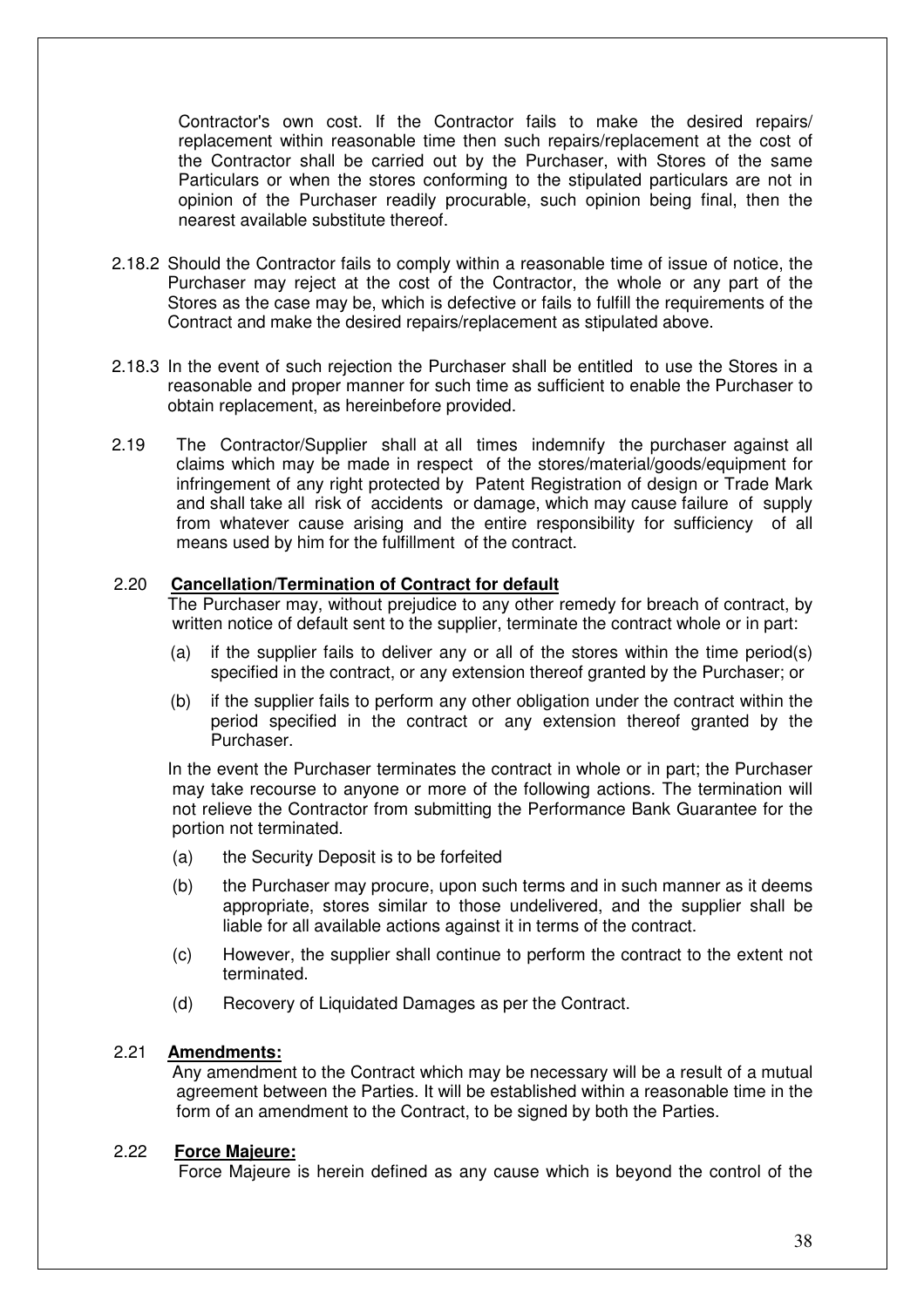Contractor's own cost. If the Contractor fails to make the desired repairs/ replacement within reasonable time then such repairs/replacement at the cost of the Contractor shall be carried out by the Purchaser, with Stores of the same Particulars or when the stores conforming to the stipulated particulars are not in opinion of the Purchaser readily procurable, such opinion being final, then the nearest available substitute thereof.

2.18.2 Should the Contractor fails to comply within a reasonable time of issue of notice, the Purchaser may reject at the cost of the Contractor, the whole or any part of the Stores as the case may be, which is defective or fails to fulfill the requirements of the Contract and make the desired repairs/replacement as stipulated above.

2.18.3 In the event of such rejection the Purchaser shall be entitled to use the Stores in a reasonable and proper manner for such time as sufficient to enable the Purchaser to obtain replacement, as hereinbefore provided.

2.19 The Contractor/Supplier shall at all times indemnify the purchaser against all claims which may be made in respect of the stores/material/goods/equipment for infringement of any right protected by Patent Registration of design or Trade Mark and shall take all risk of accidents or damage, which may cause failure of supply from whatever cause arising and the entire responsibility for sufficiency of all means used by him for the fulfillment of the contract.

2.20 **Cancellation/Termination of Contract for default**

The Purchaser may, without prejudice to any other remedy for breach of contract, by written notice of default sent to the supplier, terminate the contract whole or in part:

(a) if the supplier fails to deliver any or all of the stores within the time period(s) specified in the contract, or any extension thereof granted by the Purchaser; or

(b) if the supplier fails to perform any other obligation under the contract within the period specified in the contract or any extension thereof granted by the Purchaser.

In the event the Purchaser terminates the contract in whole or in part; the Purchaser may take recourse to anyone or more of the following actions. The termination will not relieve the Contractor from submitting the Performance Bank Guarantee for the portion not terminated.

(a) the Security Deposit is to be forfeited

(b) the Purchaser may procure, upon such terms and in such manner as it deems appropriate, stores similar to those undelivered, and the supplier shall be liable for all available actions against it in terms of the contract.

(c) However, the supplier shall continue to perform the contract to the extent not terminated.

(d) Recovery of Liquidated Damages as per the Contract.

2.21 **Amendments:**

Any amendment to the Contract which may be necessary will be a result of a mutual agreement between the Parties. It will be established within a reasonable time in the form of an amendment to the Contract, to be signed by both the Parties.

2.22 **Force Majeure:**

Force Majeure is herein defined as any cause which is beyond the control of the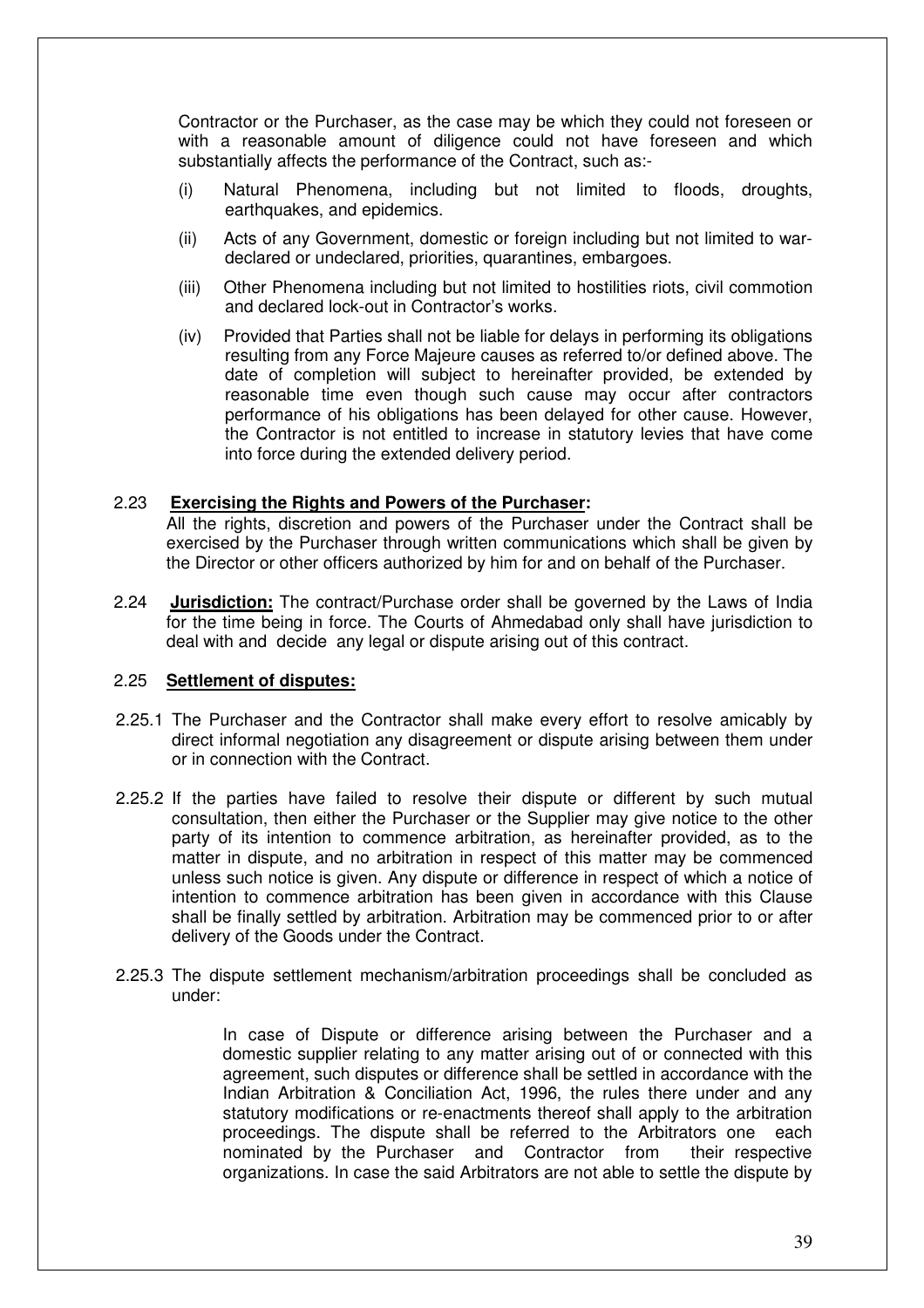Contractor or the Purchaser, as the case may be which they could not foreseen or with a reasonable amount of diligence could not have foreseen and which substantially affects the performance of the Contract, such as:-

(i) Natural Phenomena, including but not limited to floods, droughts, earthquakes, and epidemics.

(ii) Acts of any Government, domestic or foreign including but not limited to war-declared or undeclared, priorities, quarantines, embargoes.

(iii) Other Phenomena including but not limited to hostilities riots, civil commotion and declared lock-out in Contractor's works.

(iv) Provided that Parties shall not be liable for delays in performing its obligations resulting from any Force Majeure causes as referred to/or defined above. The date of completion will subject to hereinafter provided, be extended by reasonable time even though such cause may occur after contractors performance of his obligations has been delayed for other cause. However, the Contractor is not entitled to increase in statutory levies that have come into force during the extended delivery period.

2.23 **Exercising the Rights and Powers of the Purchaser:**
All the rights, discretion and powers of the Purchaser under the Contract shall be exercised by the Purchaser through written communications which shall be given by the Director or other officers authorized by him for and on behalf of the Purchaser.

2.24 **Jurisdiction:** The contract/Purchase order shall be governed by the Laws of India for the time being in force. The Courts of Ahmedabad only shall have jurisdiction to deal with and decide any legal or dispute arising out of this contract.

2.25 **Settlement of disputes:**

2.25.1 The Purchaser and the Contractor shall make every effort to resolve amicably by direct informal negotiation any disagreement or dispute arising between them under or in connection with the Contract.

2.25.2 If the parties have failed to resolve their dispute or different by such mutual consultation, then either the Purchaser or the Supplier may give notice to the other party of its intention to commence arbitration, as hereinafter provided, as to the matter in dispute, and no arbitration in respect of this matter may be commenced unless such notice is given. Any dispute or difference in respect of which a notice of intention to commence arbitration has been given in accordance with this Clause shall be finally settled by arbitration. Arbitration may be commenced prior to or after delivery of the Goods under the Contract.

2.25.3 The dispute settlement mechanism/arbitration proceedings shall be concluded as under:

In case of Dispute or difference arising between the Purchaser and a domestic supplier relating to any matter arising out of or connected with this agreement, such disputes or difference shall be settled in accordance with the Indian Arbitration & Conciliation Act, 1996, the rules there under and any statutory modifications or re-enactments thereof shall apply to the arbitration proceedings. The dispute shall be referred to the Arbitrators one each nominated by the Purchaser and Contractor from their respective organizations. In case the said Arbitrators are not able to settle the dispute by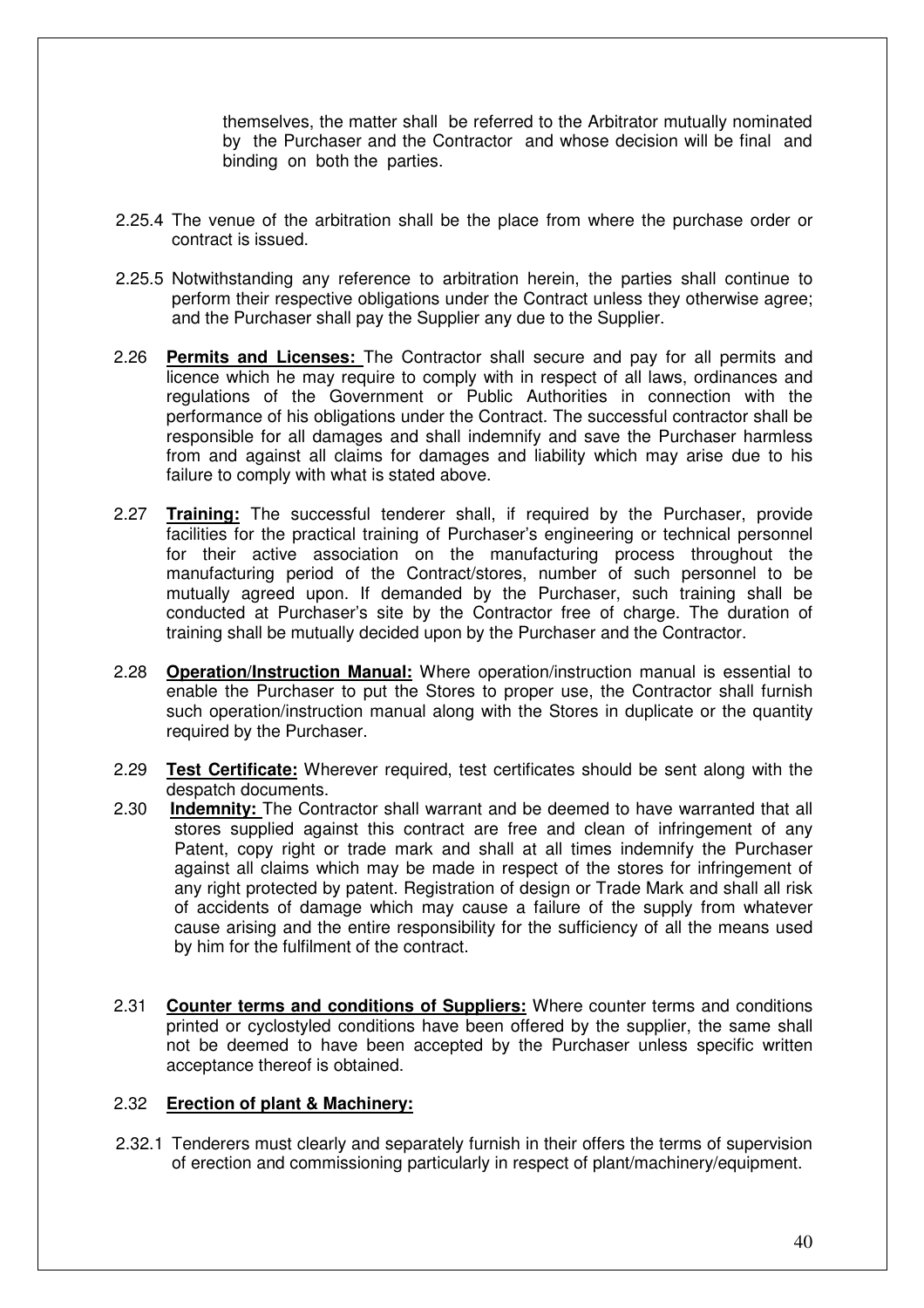themselves, the matter shall be referred to the Arbitrator mutually nominated by the Purchaser and the Contractor and whose decision will be final and binding on both the parties.

2.25.4 The venue of the arbitration shall be the place from where the purchase order or contract is issued.

2.25.5 Notwithstanding any reference to arbitration herein, the parties shall continue to perform their respective obligations under the Contract unless they otherwise agree; and the Purchaser shall pay the Supplier any due to the Supplier.

2.26 **Permits and Licenses:** The Contractor shall secure and pay for all permits and licence which he may require to comply with in respect of all laws, ordinances and regulations of the Government or Public Authorities in connection with the performance of his obligations under the Contract. The successful contractor shall be responsible for all damages and shall indemnify and save the Purchaser harmless from and against all claims for damages and liability which may arise due to his failure to comply with what is stated above.

2.27 **Training:** The successful tenderer shall, if required by the Purchaser, provide facilities for the practical training of Purchaser's engineering or technical personnel for their active association on the manufacturing process throughout the manufacturing period of the Contract/stores, number of such personnel to be mutually agreed upon. If demanded by the Purchaser, such training shall be conducted at Purchaser's site by the Contractor free of charge. The duration of training shall be mutually decided upon by the Purchaser and the Contractor.

2.28 **Operation/Instruction Manual:** Where operation/instruction manual is essential to enable the Purchaser to put the Stores to proper use, the Contractor shall furnish such operation/instruction manual along with the Stores in duplicate or the quantity required by the Purchaser.

2.29 **Test Certificate:** Wherever required, test certificates should be sent along with the despatch documents.

2.30 **Indemnity:** The Contractor shall warrant and be deemed to have warranted that all stores supplied against this contract are free and clean of infringement of any Patent, copy right or trade mark and shall at all times indemnify the Purchaser against all claims which may be made in respect of the stores for infringement of any right protected by patent. Registration of design or Trade Mark and shall all risk of accidents of damage which may cause a failure of the supply from whatever cause arising and the entire responsibility for the sufficiency of all the means used by him for the fulfilment of the contract.

2.31 **Counter terms and conditions of Suppliers:** Where counter terms and conditions printed or cyclostyled conditions have been offered by the supplier, the same shall not be deemed to have been accepted by the Purchaser unless specific written acceptance thereof is obtained.

2.32 **Erection of plant & Machinery:**

2.32.1 Tenderers must clearly and separately furnish in their offers the terms of supervision of erection and commissioning particularly in respect of plant/machinery/equipment.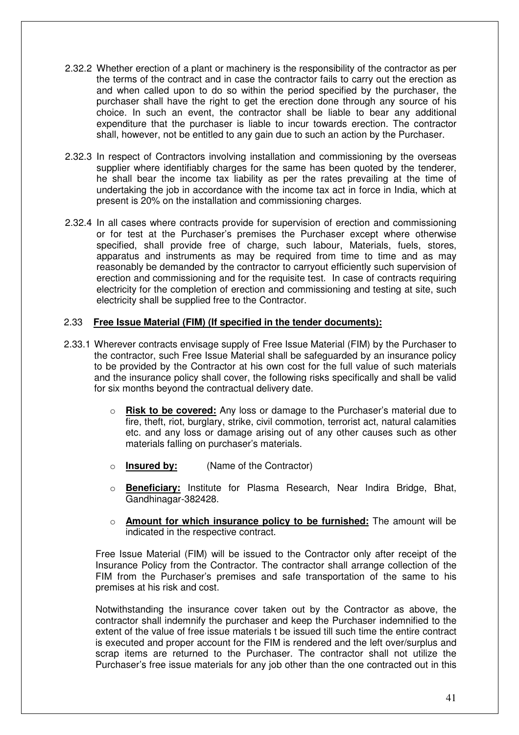2.32.2 Whether erection of a plant or machinery is the responsibility of the contractor as per the terms of the contract and in case the contractor fails to carry out the erection as and when called upon to do so within the period specified by the purchaser, the purchaser shall have the right to get the erection done through any source of his choice. In such an event, the contractor shall be liable to bear any additional expenditure that the purchaser is liable to incur towards erection. The contractor shall, however, not be entitled to any gain due to such an action by the Purchaser.

2.32.3 In respect of Contractors involving installation and commissioning by the overseas supplier where identifiably charges for the same has been quoted by the tenderer, he shall bear the income tax liability as per the rates prevailing at the time of undertaking the job in accordance with the income tax act in force in India, which at present is 20% on the installation and commissioning charges.

2.32.4 In all cases where contracts provide for supervision of erection and commissioning or for test at the Purchaser's premises the Purchaser except where otherwise specified, shall provide free of charge, such labour, Materials, fuels, stores, apparatus and instruments as may be required from time to time and as may reasonably be demanded by the contractor to carryout efficiently such supervision of erection and commissioning and for the requisite test. In case of contracts requiring electricity for the completion of erection and commissioning and testing at site, such electricity shall be supplied free to the Contractor.

## 2.33 **Free Issue Material (FIM) (If specified in the tender documents):**

2.33.1 Wherever contracts envisage supply of Free Issue Material (FIM) by the Purchaser to the contractor, such Free Issue Material shall be safeguarded by an insurance policy to be provided by the Contractor at his own cost for the full value of such materials and the insurance policy shall cover, the following risks specifically and shall be valid for six months beyond the contractual delivery date.

- **Risk to be covered:** Any loss or damage to the Purchaser's material due to fire, theft, riot, burglary, strike, civil commotion, terrorist act, natural calamities etc. and any loss or damage arising out of any other causes such as other materials falling on purchaser's materials.
- **Insured by:** (Name of the Contractor)
- **Beneficiary:** Institute for Plasma Research, Near Indira Bridge, Bhat, Gandhinagar-382428.
- **Amount for which insurance policy to be furnished:** The amount will be indicated in the respective contract.

Free Issue Material (FIM) will be issued to the Contractor only after receipt of the Insurance Policy from the Contractor. The contractor shall arrange collection of the FIM from the Purchaser's premises and safe transportation of the same to his premises at his risk and cost.

Notwithstanding the insurance cover taken out by the Contractor as above, the contractor shall indemnify the purchaser and keep the Purchaser indemnified to the extent of the value of free issue materials t be issued till such time the entire contract is executed and proper account for the FIM is rendered and the left over/surplus and scrap items are returned to the Purchaser. The contractor shall not utilize the Purchaser's free issue materials for any job other than the one contracted out in this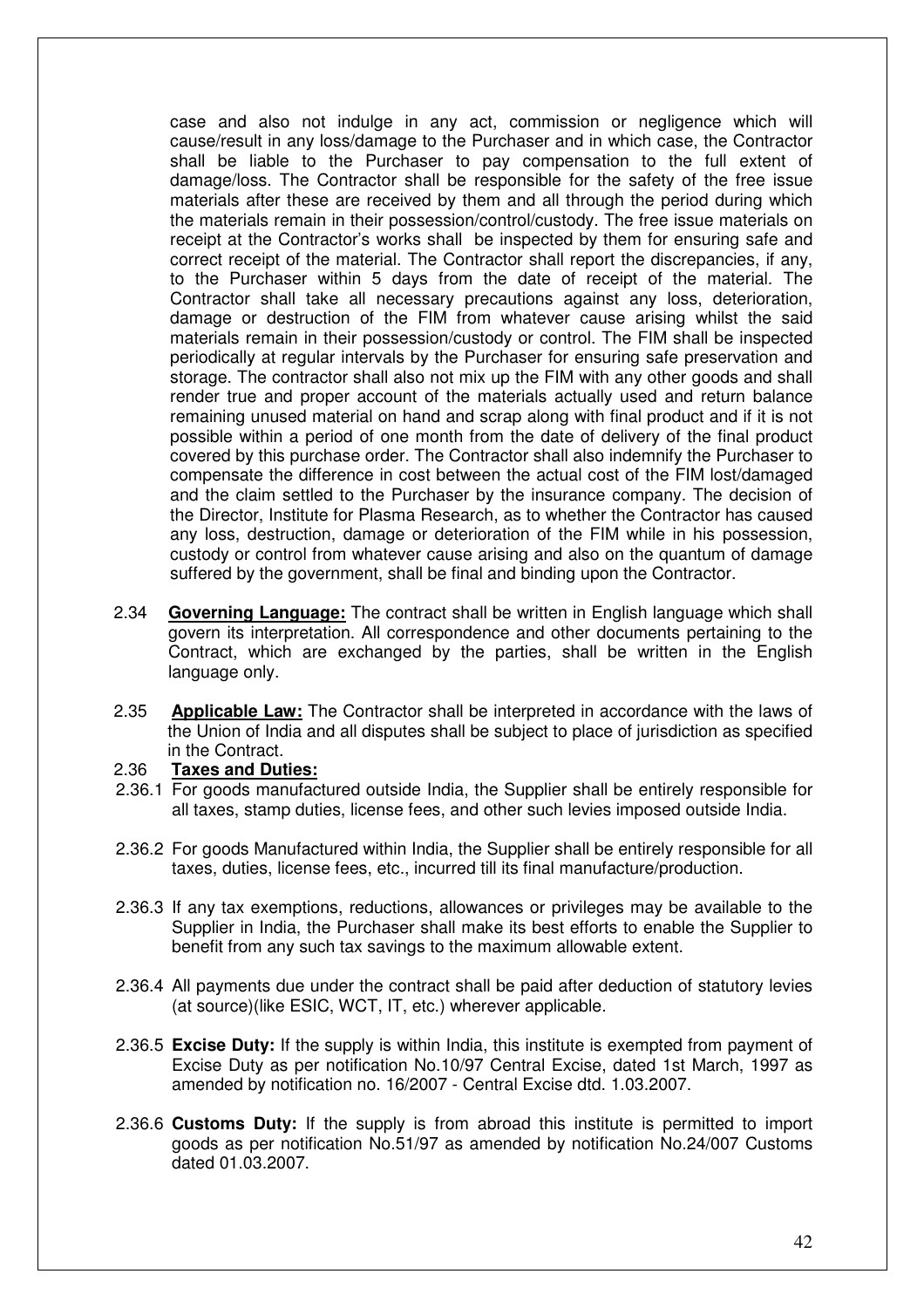case and also not indulge in any act, commission or negligence which will cause/result in any loss/damage to the Purchaser and in which case, the Contractor shall be liable to the Purchaser to pay compensation to the full extent of damage/loss. The Contractor shall be responsible for the safety of the free issue materials after these are received by them and all through the period during which the materials remain in their possession/control/custody. The free issue materials on receipt at the Contractor's works shall be inspected by them for ensuring safe and correct receipt of the material. The Contractor shall report the discrepancies, if any, to the Purchaser within 5 days from the date of receipt of the material. The Contractor shall take all necessary precautions against any loss, deterioration, damage or destruction of the FIM from whatever cause arising whilst the said materials remain in their possession/custody or control. The FIM shall be inspected periodically at regular intervals by the Purchaser for ensuring safe preservation and storage. The contractor shall also not mix up the FIM with any other goods and shall render true and proper account of the materials actually used and return balance remaining unused material on hand and scrap along with final product and if it is not possible within a period of one month from the date of delivery of the final product covered by this purchase order. The Contractor shall also indemnify the Purchaser to compensate the difference in cost between the actual cost of the FIM lost/damaged and the claim settled to the Purchaser by the insurance company. The decision of the Director, Institute for Plasma Research, as to whether the Contractor has caused any loss, destruction, damage or deterioration of the FIM while in his possession, custody or control from whatever cause arising and also on the quantum of damage suffered by the government, shall be final and binding upon the Contractor.

2.34 **Governing Language:** The contract shall be written in English language which shall govern its interpretation. All correspondence and other documents pertaining to the Contract, which are exchanged by the parties, shall be written in the English language only.

2.35 **Applicable Law:** The Contractor shall be interpreted in accordance with the laws of the Union of India and all disputes shall be subject to place of jurisdiction as specified in the Contract.

2.36 **Taxes and Duties:**

2.36.1 For goods manufactured outside India, the Supplier shall be entirely responsible for all taxes, stamp duties, license fees, and other such levies imposed outside India.

2.36.2 For goods Manufactured within India, the Supplier shall be entirely responsible for all taxes, duties, license fees, etc., incurred till its final manufacture/production.

2.36.3 If any tax exemptions, reductions, allowances or privileges may be available to the Supplier in India, the Purchaser shall make its best efforts to enable the Supplier to benefit from any such tax savings to the maximum allowable extent.

2.36.4 All payments due under the contract shall be paid after deduction of statutory levies (at source)(like ESIC, WCT, IT, etc.) wherever applicable.

2.36.5 **Excise Duty:** If the supply is within India, this institute is exempted from payment of Excise Duty as per notification No.10/97 Central Excise, dated 1st March, 1997 as amended by notification no. 16/2007 - Central Excise dtd. 1.03.2007.

2.36.6 **Customs Duty:** If the supply is from abroad this institute is permitted to import goods as per notification No.51/97 as amended by notification No.24/007 Customs dated 01.03.2007.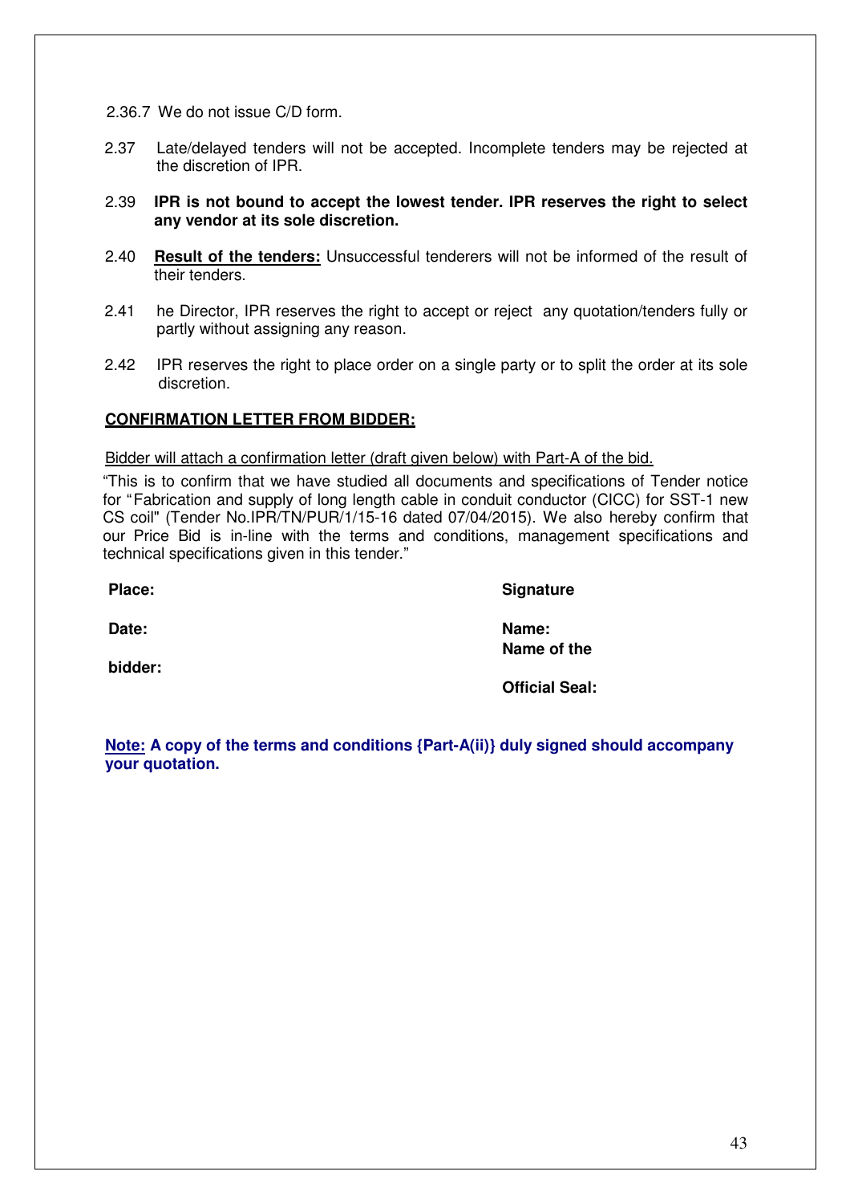2.36.7 We do not issue C/D form.

2.37 Late/delayed tenders will not be accepted. Incomplete tenders may be rejected at the discretion of IPR.

2.39 **IPR is not bound to accept the lowest tender. IPR reserves the right to select any vendor at its sole discretion.**

2.40 **<u>Result of the tenders:</u>** Unsuccessful tenderers will not be informed of the result of their tenders.

2.41 he Director, IPR reserves the right to accept or reject any quotation/tenders fully or partly without assigning any reason.

2.42 IPR reserves the right to place order on a single party or to split the order at its sole discretion.

**<u>CONFIRMATION LETTER FROM BIDDER:</u>**

<u>Bidder will attach a confirmation letter (draft given below) with Part-A of the bid.</u>

"This is to confirm that we have studied all documents and specifications of Tender notice for "Fabrication and supply of long length cable in conduit conductor (CICC) for SST-1 new CS coil" (Tender No.IPR/TN/PUR/1/15-16 dated 07/04/2015). We also hereby confirm that our Price Bid is in-line with the terms and conditions, management specifications and technical specifications given in this tender."

**Place:** **Signature**

**Date:** **Name:**

**Name of the bidder:**

**Official Seal:**

**<u>Note:</u> A copy of the terms and conditions {Part-A(ii)} duly signed should accompany your quotation.**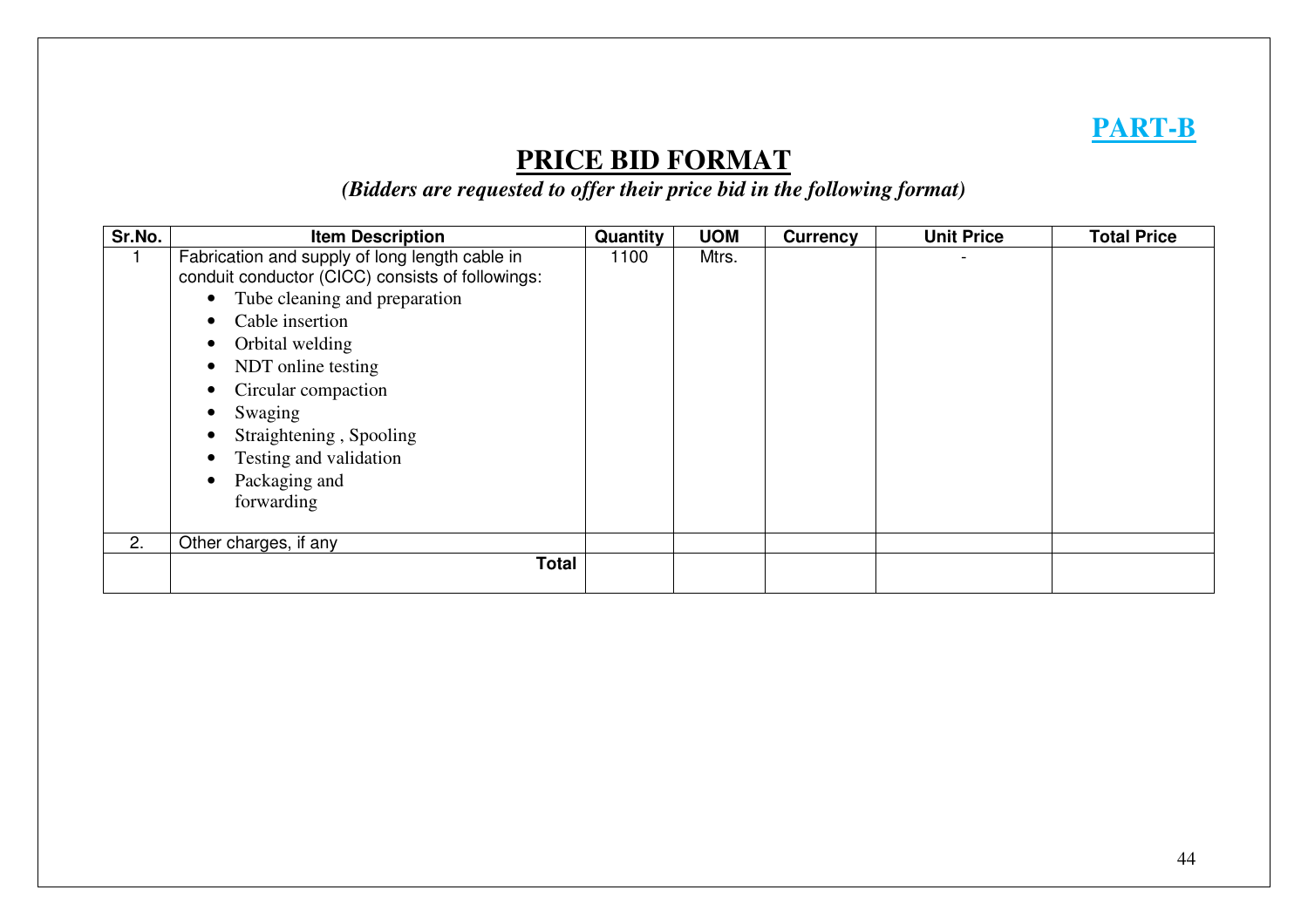**PART-B**

# PRICE BID FORMAT

*(Bidders are requested to offer their price bid in the following format)*

| Sr.No. | Item Description | Quantity | UOM | Currency | Unit Price | Total Price |
|---|---|---|---|---|---|---|
| 1 | Fabrication and supply of long length cable in conduit conductor (CICC) consists of followings: <br>• Tube cleaning and preparation <br>• Cable insertion <br>• Orbital welding <br>• NDT online testing <br>• Circular compaction <br>• Swaging <br>• Straightening , Spooling <br>• Testing and validation <br>• Packaging and forwarding | 1100 | Mtrs. | | - | |
| 2. | Other charges, if any | | | | | |
| | **Total** | | | | | |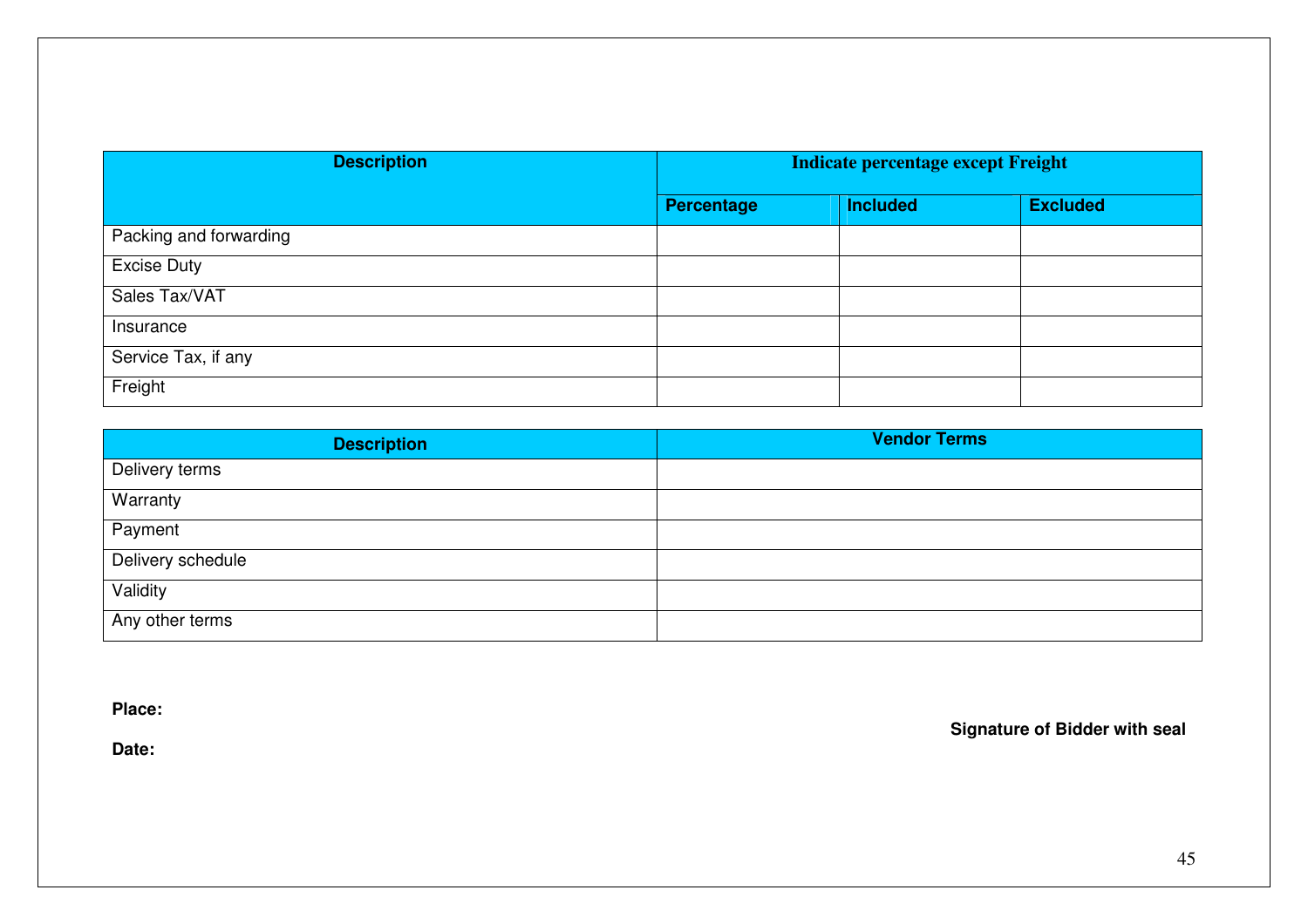| Description | Indicate percentage except Freight | | |
|---|---|---|---|
| | Percentage | Included | Excluded |
| Packing and forwarding | | | |
| Excise Duty | | | |
| Sales Tax/VAT | | | |
| Insurance | | | |
| Service Tax, if any | | | |
| Freight | | | |

| Description | Vendor Terms |
|---|---|
| Delivery terms | |
| Warranty | |
| Payment | |
| Delivery schedule | |
| Validity | |
| Any other terms | |

**Place:**

**Date:**

**Signature of Bidder with seal**